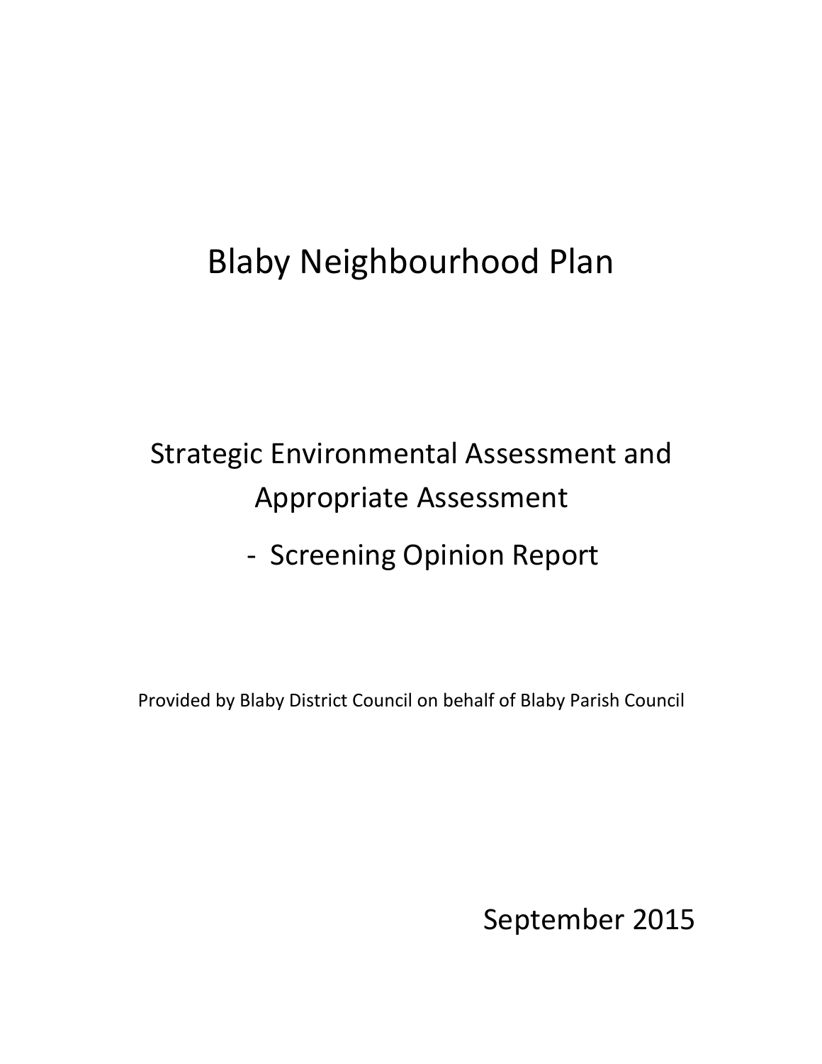# Blaby Neighbourhood Plan

## Strategic Environmental Assessment and Appropriate Assessment

## - Screening Opinion Report

Provided by Blaby District Council on behalf of Blaby Parish Council

September 2015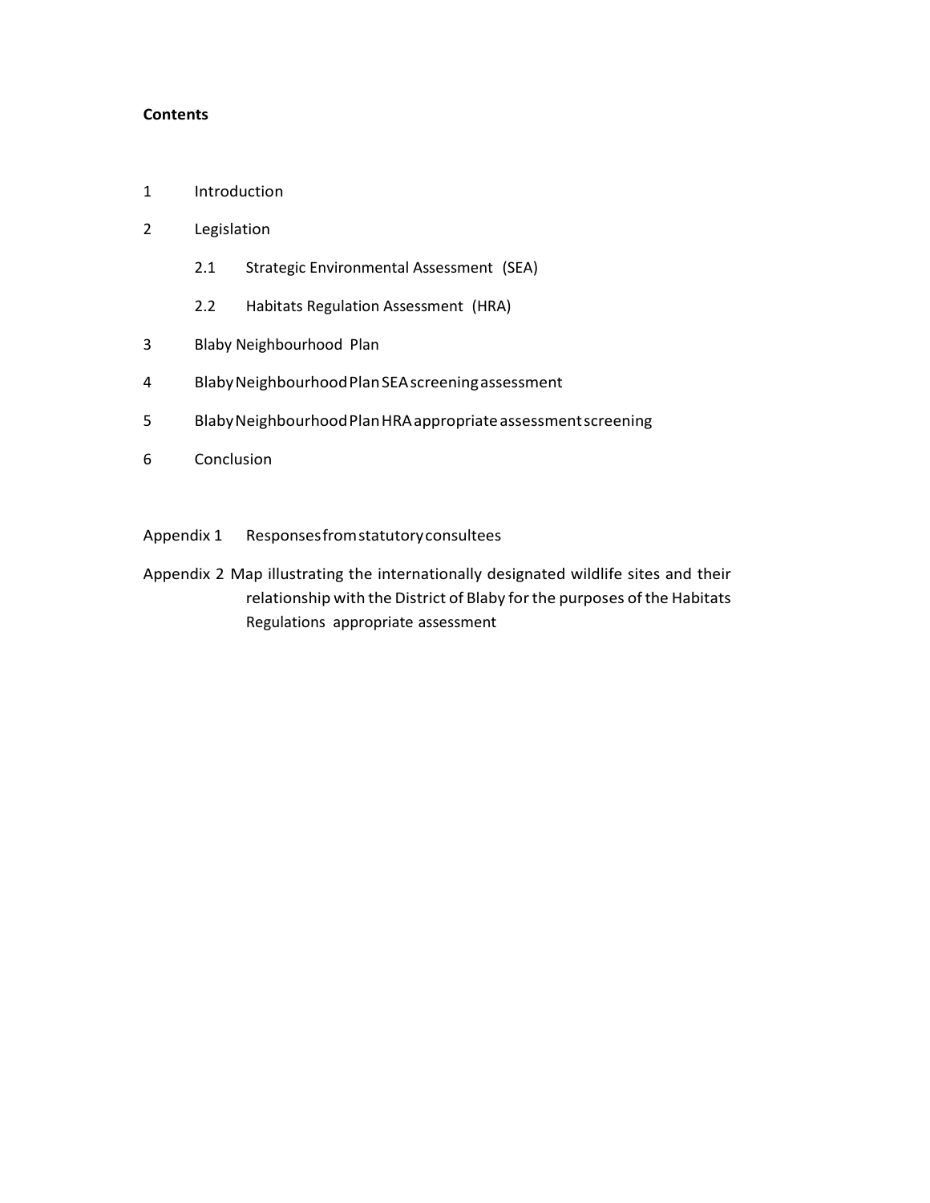**Contents**

1 Introduction

2 Legislation

- 2.1 Strategic Environmental Assessment (SEA)
- 2.2 Habitats Regulation Assessment (HRA)

3 Blaby Neighbourhood Plan

4 Blaby Neighbourhood Plan SEA screening assessment

5 Blaby Neighbourhood Plan HRA appropriate assessment screening

6 Conclusion

Appendix 1 Responses from statutory consultees

Appendix 2 Map illustrating the internationally designated wildlife sites and their relationship with the District of Blaby for the purposes of the Habitats Regulations appropriate assessment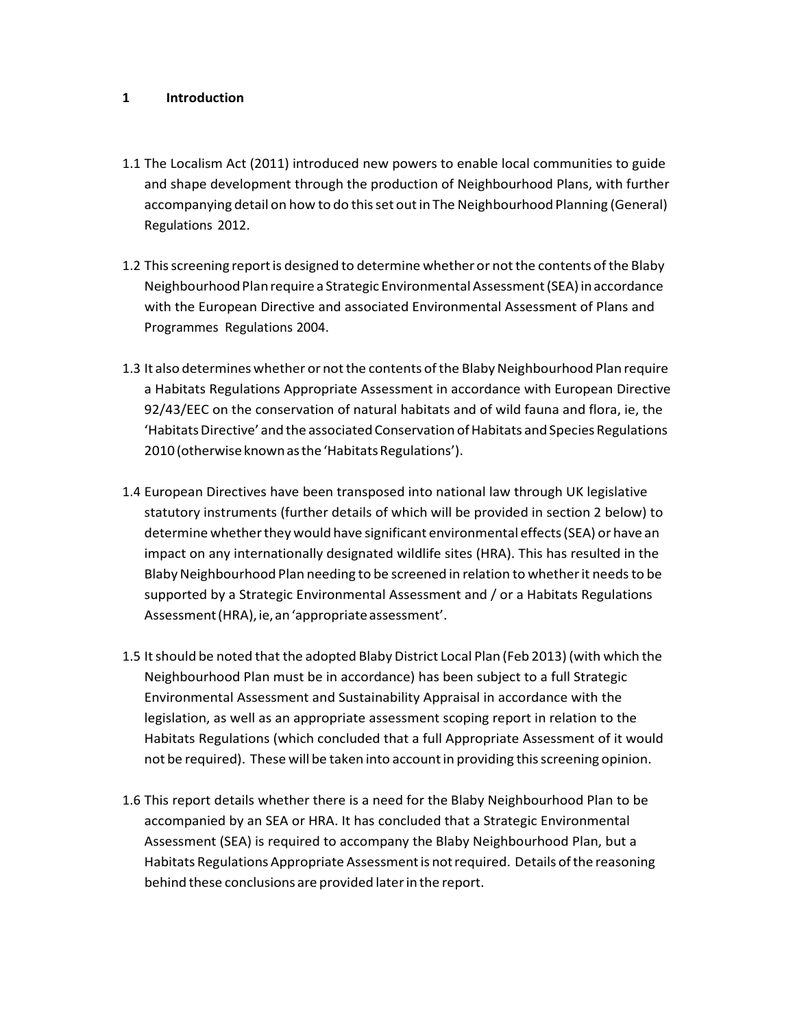## 1 Introduction

1.1 The Localism Act (2011) introduced new powers to enable local communities to guide and shape development through the production of Neighbourhood Plans, with further accompanying detail on how to do this set out in The Neighbourhood Planning (General) Regulations 2012.

1.2 This screening report is designed to determine whether or not the contents of the Blaby Neighbourhood Plan require a Strategic Environmental Assessment (SEA) in accordance with the European Directive and associated Environmental Assessment of Plans and Programmes Regulations 2004.

1.3 It also determines whether or not the contents of the Blaby Neighbourhood Plan require a Habitats Regulations Appropriate Assessment in accordance with European Directive 92/43/EEC on the conservation of natural habitats and of wild fauna and flora, ie, the 'Habitats Directive' and the associated Conservation of Habitats and Species Regulations 2010 (otherwise known as the 'Habitats Regulations').

1.4 European Directives have been transposed into national law through UK legislative statutory instruments (further details of which will be provided in section 2 below) to determine whether they would have significant environmental effects (SEA) or have an impact on any internationally designated wildlife sites (HRA). This has resulted in the Blaby Neighbourhood Plan needing to be screened in relation to whether it needs to be supported by a Strategic Environmental Assessment and / or a Habitats Regulations Assessment (HRA), ie, an 'appropriate assessment'.

1.5 It should be noted that the adopted Blaby District Local Plan (Feb 2013) (with which the Neighbourhood Plan must be in accordance) has been subject to a full Strategic Environmental Assessment and Sustainability Appraisal in accordance with the legislation, as well as an appropriate assessment scoping report in relation to the Habitats Regulations (which concluded that a full Appropriate Assessment of it would not be required). These will be taken into account in providing this screening opinion.

1.6 This report details whether there is a need for the Blaby Neighbourhood Plan to be accompanied by an SEA or HRA. It has concluded that a Strategic Environmental Assessment (SEA) is required to accompany the Blaby Neighbourhood Plan, but a Habitats Regulations Appropriate Assessment is not required. Details of the reasoning behind these conclusions are provided later in the report.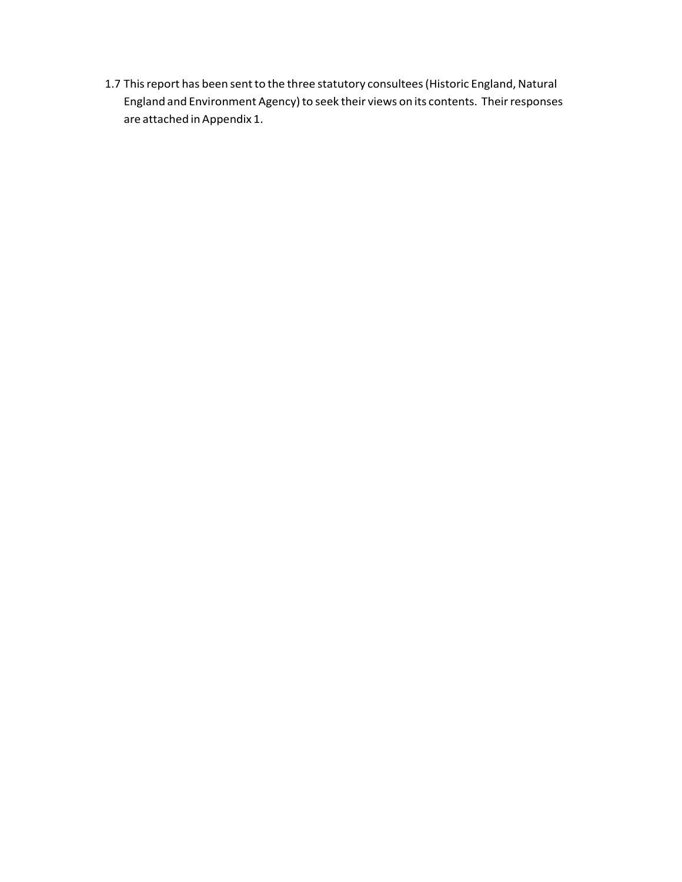1.7 This report has been sent to the three statutory consultees (Historic England, Natural England and Environment Agency) to seek their views on its contents. Their responses are attached in Appendix 1.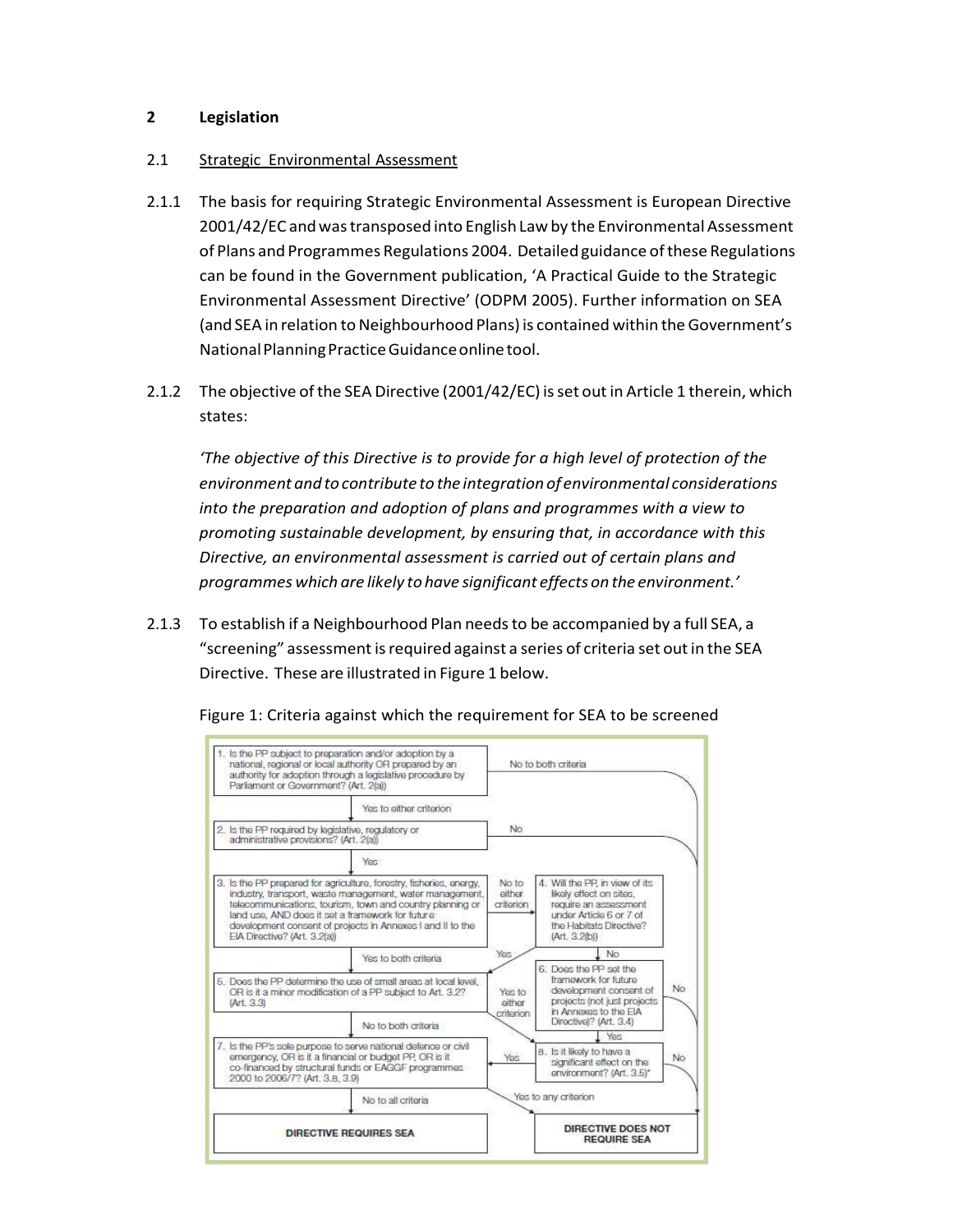## 2 Legislation

### 2.1 Strategic Environmental Assessment

2.1.1 The basis for requiring Strategic Environmental Assessment is European Directive 2001/42/EC and was transposed into English Law by the Environmental Assessment of Plans and Programmes Regulations 2004. Detailed guidance of these Regulations can be found in the Government publication, 'A Practical Guide to the Strategic Environmental Assessment Directive' (ODPM 2005). Further information on SEA (and SEA in relation to Neighbourhood Plans) is contained within the Government's National Planning Practice Guidance online tool.

2.1.2 The objective of the SEA Directive (2001/42/EC) is set out in Article 1 therein, which states:

*'The objective of this Directive is to provide for a high level of protection of the environment and to contribute to the integration of environmental considerations into the preparation and adoption of plans and programmes with a view to promoting sustainable development, by ensuring that, in accordance with this Directive, an environmental assessment is carried out of certain plans and programmes which are likely to have significant effects on the environment.'*

2.1.3 To establish if a Neighbourhood Plan needs to be accompanied by a full SEA, a "screening" assessment is required against a series of criteria set out in the SEA Directive. These are illustrated in Figure 1 below.

Figure 1: Criteria against which the requirement for SEA to be screened

1. Is the PP subject to preparation and/or adoption by a national, regional or local authority OR prepared by an authority for adoption through a legislative procedure by Parliament or Government? (Art. 2(a))
   - Yes to either criterion → 2
   - No to both criteria → DIRECTIVE DOES NOT REQUIRE SEA

2. Is the PP required by legislative, regulatory or administrative provisions? (Art. 2(a))
   - Yes → 3
   - No → DIRECTIVE DOES NOT REQUIRE SEA

3. Is the PP prepared for agriculture, forestry, fisheries, energy, industry, transport, waste management, water management, telecommunications, tourism, town and country planning or land use, AND does it set a framework for future development consent of projects in Annexes I and II to the EIA Directive? (Art. 3.2(a))
   - Yes to both criteria → 5
   - No to either criterion → 4

4. Will the PP, in view of its likely effect on sites, require an assessment under Article 6 or 7 of the Habitats Directive? (Art. 3.2(b))
   - Yes → 5
   - No → 6

5. Does the PP determine the use of small areas at local level, OR is it a minor modification of a PP subject to Art. 3.2? (Art. 3.3)
   - No to both criteria → 7
   - Yes to either criterion → 8

6. Does the PP set the framework for future development consent of projects (not just projects in Annexes to the EIA Directive)? (Art. 3.4)
   - Yes → 8
   - No → DIRECTIVE DOES NOT REQUIRE SEA

7. Is the PP's sole purpose to serve national defence or civil emergency, OR is it a financial or budget PP, OR is it co-financed by structural funds or EAGGF programmes 2000 to 2006/7? (Art. 3.8, 3.9)
   - No to all criteria → DIRECTIVE REQUIRES SEA
   - Yes to any criterion → DIRECTIVE DOES NOT REQUIRE SEA

8. Is it likely to have a significant effect on the environment? (Art. 3.5)*
   - Yes → 7
   - No → DIRECTIVE DOES NOT REQUIRE SEA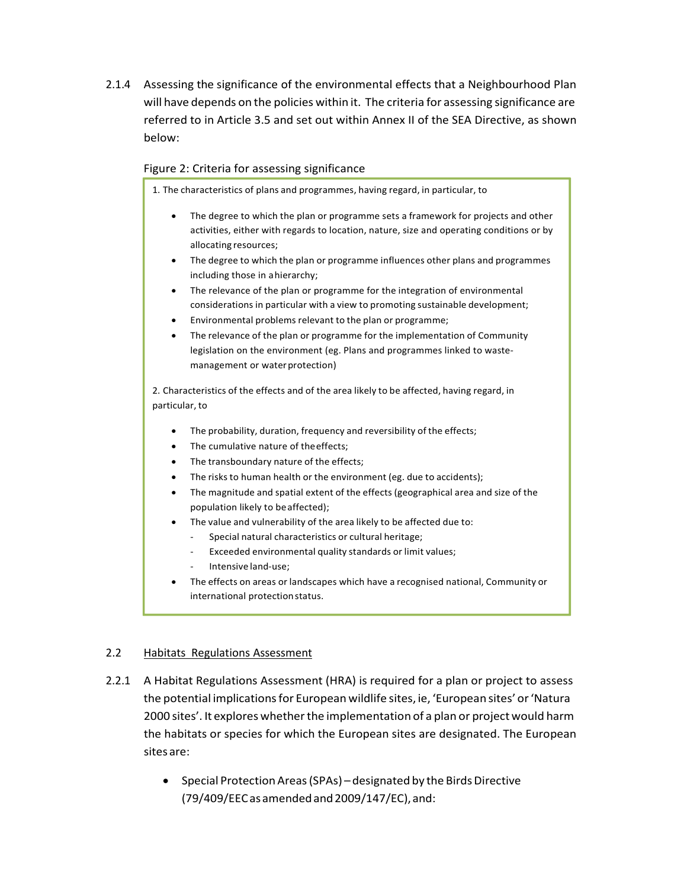2.1.4 Assessing the significance of the environmental effects that a Neighbourhood Plan will have depends on the policies within it. The criteria for assessing significance are referred to in Article 3.5 and set out within Annex II of the SEA Directive, as shown below:

Figure 2: Criteria for assessing significance

1. The characteristics of plans and programmes, having regard, in particular, to

- The degree to which the plan or programme sets a framework for projects and other activities, either with regards to location, nature, size and operating conditions or by allocating resources;
- The degree to which the plan or programme influences other plans and programmes including those in a hierarchy;
- The relevance of the plan or programme for the integration of environmental considerations in particular with a view to promoting sustainable development;
- Environmental problems relevant to the plan or programme;
- The relevance of the plan or programme for the implementation of Community legislation on the environment (eg. Plans and programmes linked to waste-management or water protection)

2. Characteristics of the effects and of the area likely to be affected, having regard, in particular, to

- The probability, duration, frequency and reversibility of the effects;
- The cumulative nature of the effects;
- The transboundary nature of the effects;
- The risks to human health or the environment (eg. due to accidents);
- The magnitude and spatial extent of the effects (geographical area and size of the population likely to be affected);
- The value and vulnerability of the area likely to be affected due to:
  - Special natural characteristics or cultural heritage;
  - Exceeded environmental quality standards or limit values;
  - Intensive land-use;
- The effects on areas or landscapes which have a recognised national, Community or international protection status.

## 2.2 Habitats Regulations Assessment

2.2.1 A Habitat Regulations Assessment (HRA) is required for a plan or project to assess the potential implications for European wildlife sites, ie, 'European sites' or 'Natura 2000 sites'. It explores whether the implementation of a plan or project would harm the habitats or species for which the European sites are designated. The European sites are:

- Special Protection Areas (SPAs) – designated by the Birds Directive (79/409/EEC as amended and 2009/147/EC), and: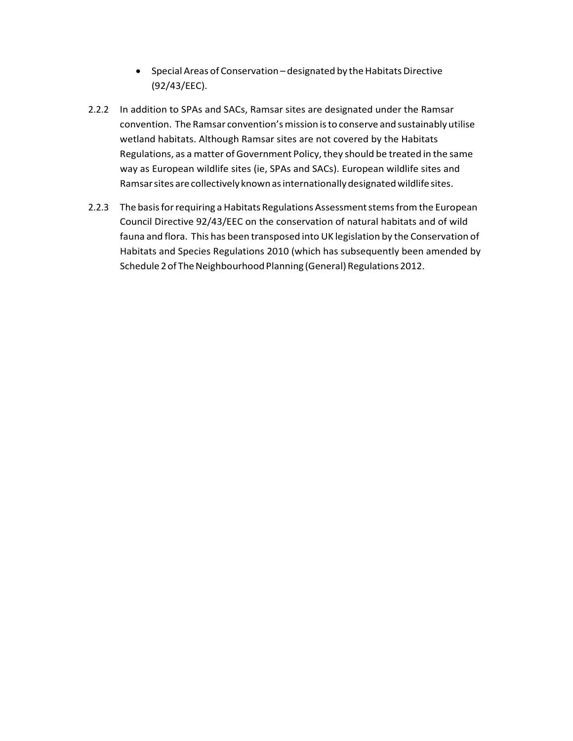- Special Areas of Conservation – designated by the Habitats Directive (92/43/EEC).

2.2.2 In addition to SPAs and SACs, Ramsar sites are designated under the Ramsar convention. The Ramsar convention's mission is to conserve and sustainably utilise wetland habitats. Although Ramsar sites are not covered by the Habitats Regulations, as a matter of Government Policy, they should be treated in the same way as European wildlife sites (ie, SPAs and SACs). European wildlife sites and Ramsar sites are collectively known as internationally designated wildlife sites.

2.2.3 The basis for requiring a Habitats Regulations Assessment stems from the European Council Directive 92/43/EEC on the conservation of natural habitats and of wild fauna and flora. This has been transposed into UK legislation by the Conservation of Habitats and Species Regulations 2010 (which has subsequently been amended by Schedule 2 of The Neighbourhood Planning (General) Regulations 2012.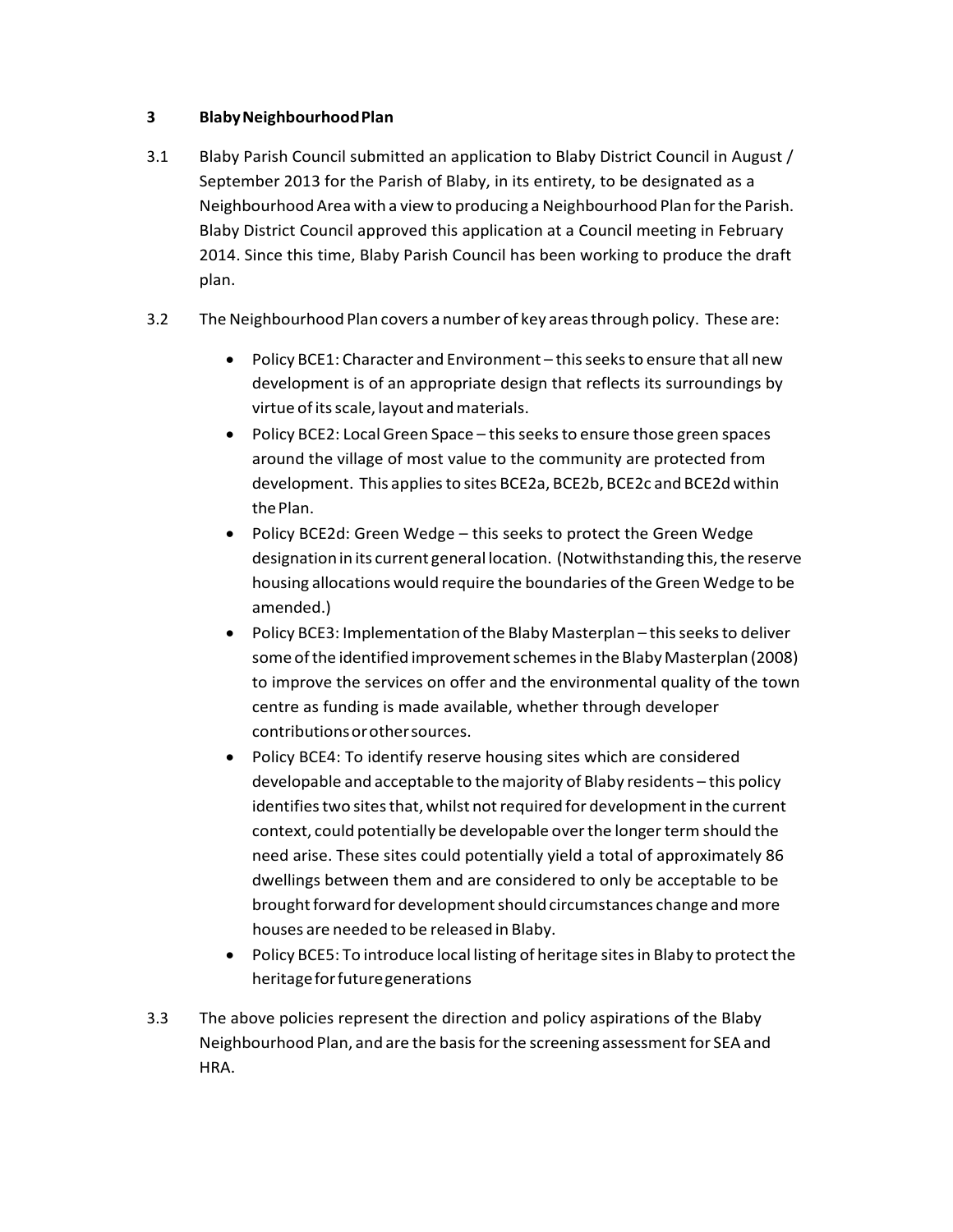## 3 Blaby Neighbourhood Plan

3.1 Blaby Parish Council submitted an application to Blaby District Council in August / September 2013 for the Parish of Blaby, in its entirety, to be designated as a Neighbourhood Area with a view to producing a Neighbourhood Plan for the Parish. Blaby District Council approved this application at a Council meeting in February 2014. Since this time, Blaby Parish Council has been working to produce the draft plan.

3.2 The Neighbourhood Plan covers a number of key areas through policy. These are:

- Policy BCE1: Character and Environment – this seeks to ensure that all new development is of an appropriate design that reflects its surroundings by virtue of its scale, layout and materials.
- Policy BCE2: Local Green Space – this seeks to ensure those green spaces around the village of most value to the community are protected from development. This applies to sites BCE2a, BCE2b, BCE2c and BCE2d within the Plan.
- Policy BCE2d: Green Wedge – this seeks to protect the Green Wedge designation in its current general location. (Notwithstanding this, the reserve housing allocations would require the boundaries of the Green Wedge to be amended.)
- Policy BCE3: Implementation of the Blaby Masterplan – this seeks to deliver some of the identified improvement schemes in the Blaby Masterplan (2008) to improve the services on offer and the environmental quality of the town centre as funding is made available, whether through developer contributions or other sources.
- Policy BCE4: To identify reserve housing sites which are considered developable and acceptable to the majority of Blaby residents – this policy identifies two sites that, whilst not required for development in the current context, could potentially be developable over the longer term should the need arise. These sites could potentially yield a total of approximately 86 dwellings between them and are considered to only be acceptable to be brought forward for development should circumstances change and more houses are needed to be released in Blaby.
- Policy BCE5: To introduce local listing of heritage sites in Blaby to protect the heritage for future generations

3.3 The above policies represent the direction and policy aspirations of the Blaby Neighbourhood Plan, and are the basis for the screening assessment for SEA and HRA.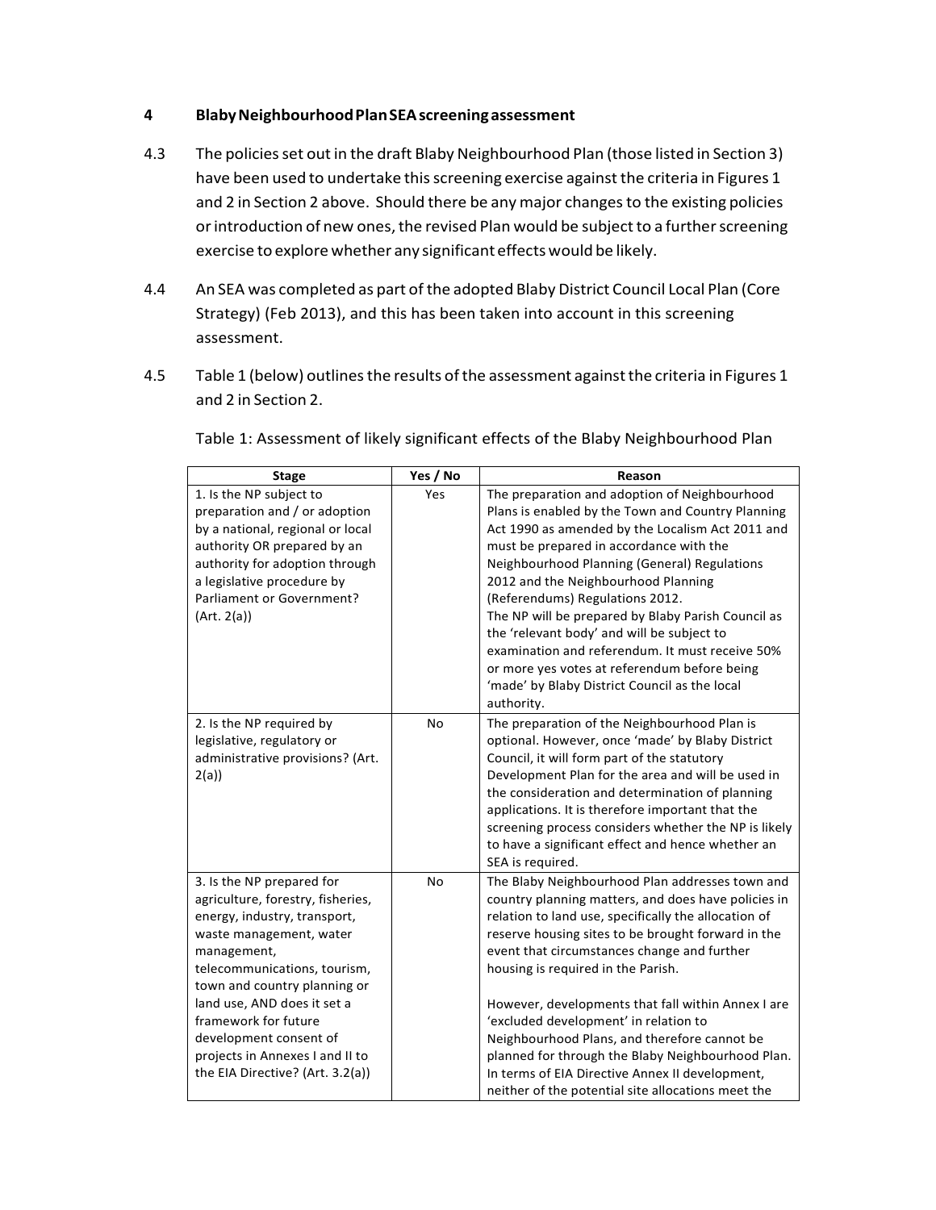## 4 Blaby Neighbourhood Plan SEA screening assessment

4.3 The policies set out in the draft Blaby Neighbourhood Plan (those listed in Section 3) have been used to undertake this screening exercise against the criteria in Figures 1 and 2 in Section 2 above. Should there be any major changes to the existing policies or introduction of new ones, the revised Plan would be subject to a further screening exercise to explore whether any significant effects would be likely.

4.4 An SEA was completed as part of the adopted Blaby District Council Local Plan (Core Strategy) (Feb 2013), and this has been taken into account in this screening assessment.

4.5 Table 1 (below) outlines the results of the assessment against the criteria in Figures 1 and 2 in Section 2.

Table 1: Assessment of likely significant effects of the Blaby Neighbourhood Plan

| Stage | Yes / No | Reason |
|---|---|---|
| 1. Is the NP subject to preparation and / or adoption by a national, regional or local authority OR prepared by an authority for adoption through a legislative procedure by Parliament or Government? (Art. 2(a)) | Yes | The preparation and adoption of Neighbourhood Plans is enabled by the Town and Country Planning Act 1990 as amended by the Localism Act 2011 and must be prepared in accordance with the Neighbourhood Planning (General) Regulations 2012 and the Neighbourhood Planning (Referendums) Regulations 2012.<br>The NP will be prepared by Blaby Parish Council as the 'relevant body' and will be subject to examination and referendum. It must receive 50% or more yes votes at referendum before being 'made' by Blaby District Council as the local authority. |
| 2. Is the NP required by legislative, regulatory or administrative provisions? (Art. 2(a)) | No | The preparation of the Neighbourhood Plan is optional. However, once 'made' by Blaby District Council, it will form part of the statutory Development Plan for the area and will be used in the consideration and determination of planning applications. It is therefore important that the screening process considers whether the NP is likely to have a significant effect and hence whether an SEA is required. |
| 3. Is the NP prepared for agriculture, forestry, fisheries, energy, industry, transport, waste management, water management, telecommunications, tourism, town and country planning or land use, AND does it set a framework for future development consent of projects in Annexes I and II to the EIA Directive? (Art. 3.2(a)) | No | The Blaby Neighbourhood Plan addresses town and country planning matters, and does have policies in relation to land use, specifically the allocation of reserve housing sites to be brought forward in the event that circumstances change and further housing is required in the Parish.<br><br>However, developments that fall within Annex I are 'excluded development' in relation to Neighbourhood Plans, and therefore cannot be planned for through the Blaby Neighbourhood Plan. In terms of EIA Directive Annex II development, neither of the potential site allocations meet the |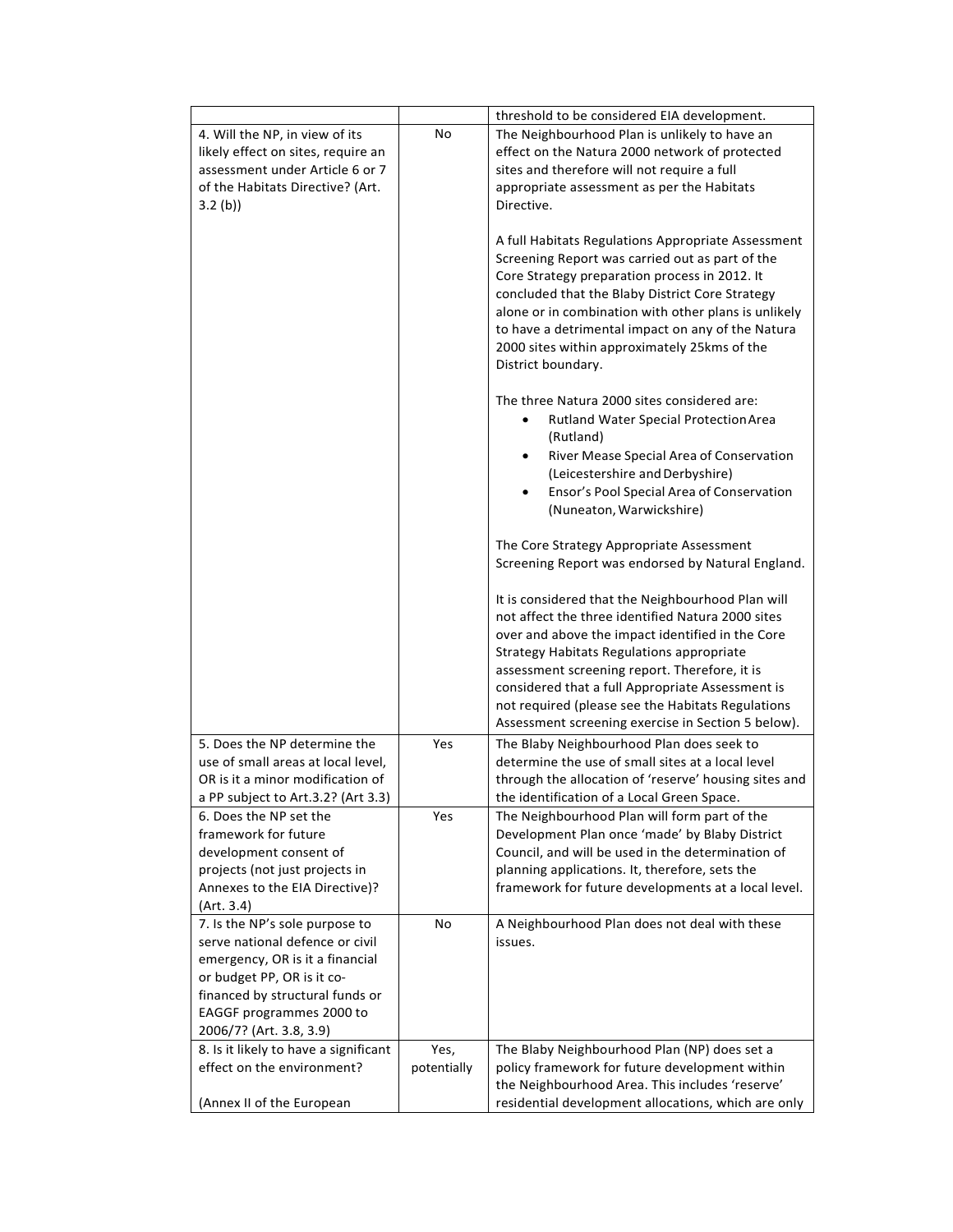| | | |
|---|---|---|
| | | threshold to be considered EIA development. |
| 4. Will the NP, in view of its likely effect on sites, require an assessment under Article 6 or 7 of the Habitats Directive? (Art. 3.2 (b)) | No | The Neighbourhood Plan is unlikely to have an effect on the Natura 2000 network of protected sites and therefore will not require a full appropriate assessment as per the Habitats Directive.<br><br>A full Habitats Regulations Appropriate Assessment Screening Report was carried out as part of the Core Strategy preparation process in 2012. It concluded that the Blaby District Core Strategy alone or in combination with other plans is unlikely to have a detrimental impact on any of the Natura 2000 sites within approximately 25kms of the District boundary.<br><br>The three Natura 2000 sites considered are:<br>• Rutland Water Special Protection Area (Rutland)<br>• River Mease Special Area of Conservation (Leicestershire and Derbyshire)<br>• Ensor's Pool Special Area of Conservation (Nuneaton, Warwickshire)<br><br>The Core Strategy Appropriate Assessment Screening Report was endorsed by Natural England.<br><br>It is considered that the Neighbourhood Plan will not affect the three identified Natura 2000 sites over and above the impact identified in the Core Strategy Habitats Regulations appropriate assessment screening report. Therefore, it is considered that a full Appropriate Assessment is not required (please see the Habitats Regulations Assessment screening exercise in Section 5 below). |
| 5. Does the NP determine the use of small areas at local level, OR is it a minor modification of a PP subject to Art.3.2? (Art 3.3) | Yes | The Blaby Neighbourhood Plan does seek to determine the use of small sites at a local level through the allocation of 'reserve' housing sites and the identification of a Local Green Space. |
| 6. Does the NP set the framework for future development consent of projects (not just projects in Annexes to the EIA Directive)? (Art. 3.4) | Yes | The Neighbourhood Plan will form part of the Development Plan once 'made' by Blaby District Council, and will be used in the determination of planning applications. It, therefore, sets the framework for future developments at a local level. |
| 7. Is the NP's sole purpose to serve national defence or civil emergency, OR is it a financial or budget PP, OR is it co-financed by structural funds or EAGGF programmes 2000 to 2006/7? (Art. 3.8, 3.9) | No | A Neighbourhood Plan does not deal with these issues. |
| 8. Is it likely to have a significant effect on the environment?<br><br>(Annex II of the European | Yes, potentially | The Blaby Neighbourhood Plan (NP) does set a policy framework for future development within the Neighbourhood Area. This includes 'reserve' residential development allocations, which are only |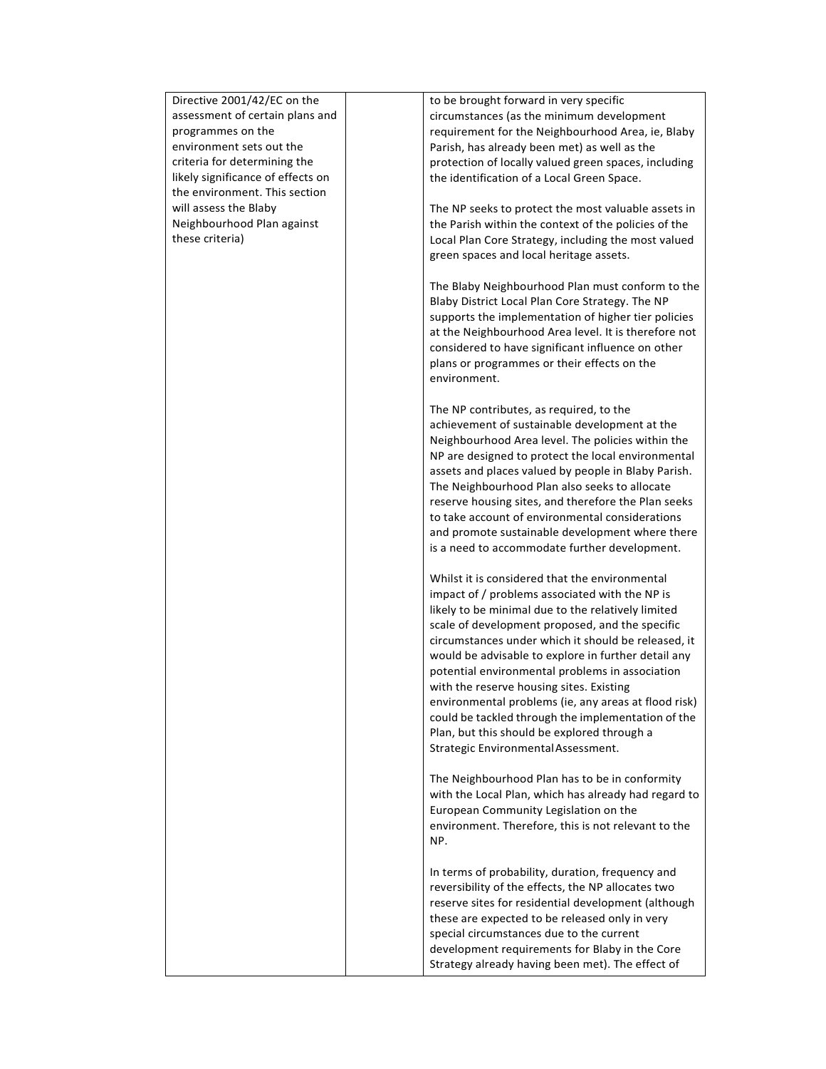| | | |
|---|---|---|
| Directive 2001/42/EC on the assessment of certain plans and programmes on the environment sets out the criteria for determining the likely significance of effects on the environment. This section will assess the Blaby Neighbourhood Plan against these criteria) | | to be brought forward in very specific circumstances (as the minimum development requirement for the Neighbourhood Area, ie, Blaby Parish, has already been met) as well as the protection of locally valued green spaces, including the identification of a Local Green Space.<br><br>The NP seeks to protect the most valuable assets in the Parish within the context of the policies of the Local Plan Core Strategy, including the most valued green spaces and local heritage assets.<br><br>The Blaby Neighbourhood Plan must conform to the Blaby District Local Plan Core Strategy. The NP supports the implementation of higher tier policies at the Neighbourhood Area level. It is therefore not considered to have significant influence on other plans or programmes or their effects on the environment.<br><br>The NP contributes, as required, to the achievement of sustainable development at the Neighbourhood Area level. The policies within the NP are designed to protect the local environmental assets and places valued by people in Blaby Parish. The Neighbourhood Plan also seeks to allocate reserve housing sites, and therefore the Plan seeks to take account of environmental considerations and promote sustainable development where there is a need to accommodate further development.<br><br>Whilst it is considered that the environmental impact of / problems associated with the NP is likely to be minimal due to the relatively limited scale of development proposed, and the specific circumstances under which it should be released, it would be advisable to explore in further detail any potential environmental problems in association with the reserve housing sites. Existing environmental problems (ie, any areas at flood risk) could be tackled through the implementation of the Plan, but this should be explored through a Strategic Environmental Assessment.<br><br>The Neighbourhood Plan has to be in conformity with the Local Plan, which has already had regard to European Community Legislation on the environment. Therefore, this is not relevant to the NP.<br><br>In terms of probability, duration, frequency and reversibility of the effects, the NP allocates two reserve sites for residential development (although these are expected to be released only in very special circumstances due to the current development requirements for Blaby in the Core Strategy already having been met). The effect of |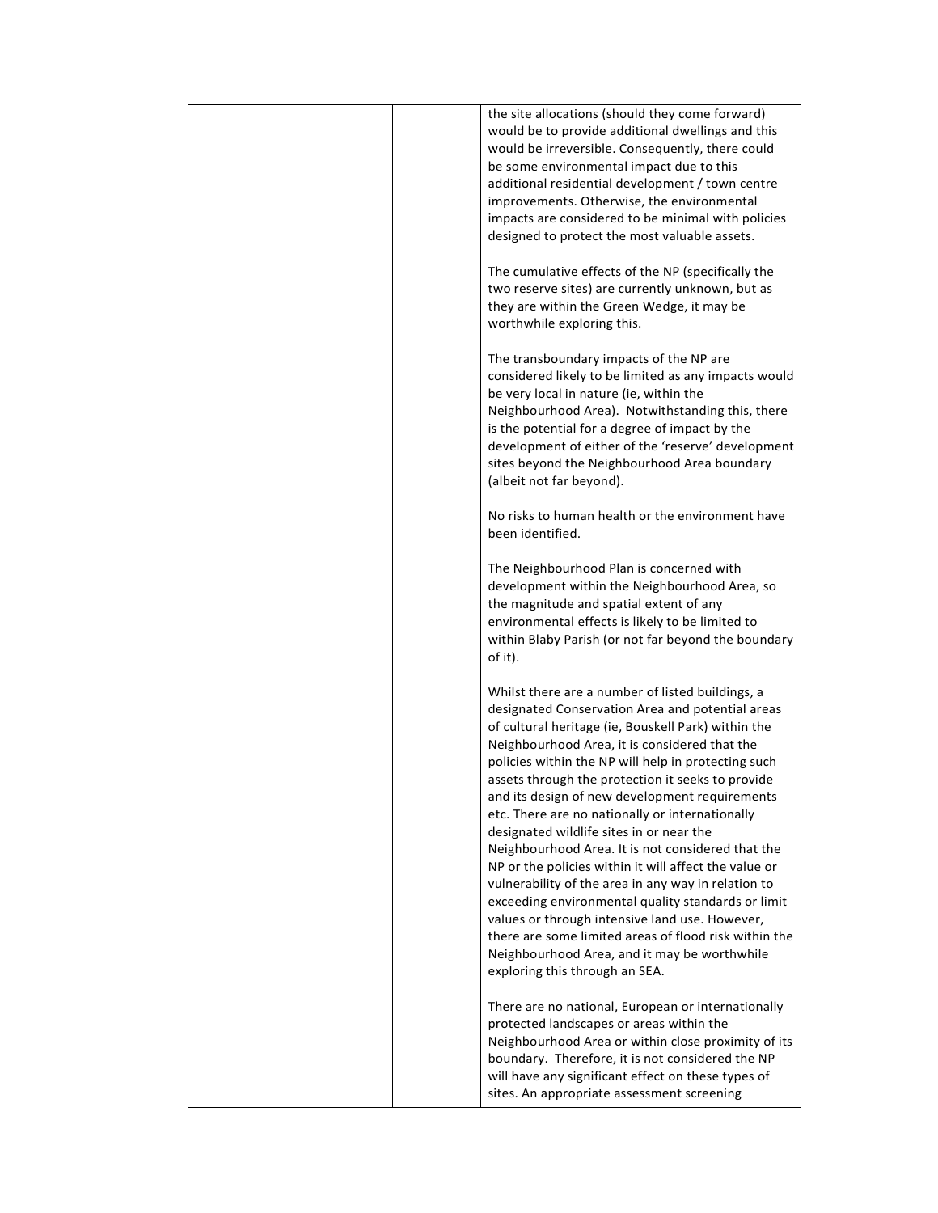| | | the site allocations (should they come forward) would be to provide additional dwellings and this would be irreversible. Consequently, there could be some environmental impact due to this additional residential development / town centre improvements. Otherwise, the environmental impacts are considered to be minimal with policies designed to protect the most valuable assets.<br><br>The cumulative effects of the NP (specifically the two reserve sites) are currently unknown, but as they are within the Green Wedge, it may be worthwhile exploring this.<br><br>The transboundary impacts of the NP are considered likely to be limited as any impacts would be very local in nature (ie, within the Neighbourhood Area). Notwithstanding this, there is the potential for a degree of impact by the development of either of the 'reserve' development sites beyond the Neighbourhood Area boundary (albeit not far beyond).<br><br>No risks to human health or the environment have been identified.<br><br>The Neighbourhood Plan is concerned with development within the Neighbourhood Area, so the magnitude and spatial extent of any environmental effects is likely to be limited to within Blaby Parish (or not far beyond the boundary of it).<br><br>Whilst there are a number of listed buildings, a designated Conservation Area and potential areas of cultural heritage (ie, Bouskell Park) within the Neighbourhood Area, it is considered that the policies within the NP will help in protecting such assets through the protection it seeks to provide and its design of new development requirements etc. There are no nationally or internationally designated wildlife sites in or near the Neighbourhood Area. It is not considered that the NP or the policies within it will affect the value or vulnerability of the area in any way in relation to exceeding environmental quality standards or limit values or through intensive land use. However, there are some limited areas of flood risk within the Neighbourhood Area, and it may be worthwhile exploring this through an SEA.<br><br>There are no national, European or internationally protected landscapes or areas within the Neighbourhood Area or within close proximity of its boundary. Therefore, it is not considered the NP will have any significant effect on these types of sites. An appropriate assessment screening |
|---|---|---|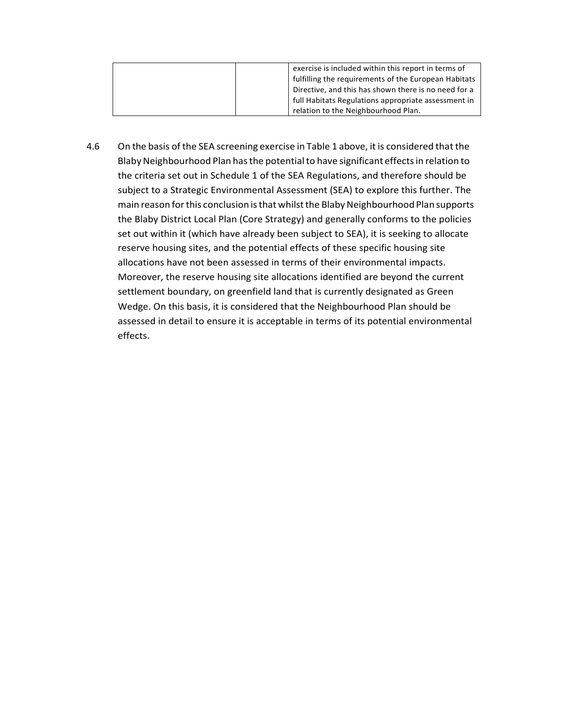| | | exercise is included within this report in terms of fulfilling the requirements of the European Habitats Directive, and this has shown there is no need for a full Habitats Regulations appropriate assessment in relation to the Neighbourhood Plan. |
|---|---|---|

4.6 On the basis of the SEA screening exercise in Table 1 above, it is considered that the Blaby Neighbourhood Plan has the potential to have significant effects in relation to the criteria set out in Schedule 1 of the SEA Regulations, and therefore should be subject to a Strategic Environmental Assessment (SEA) to explore this further. The main reason for this conclusion is that whilst the Blaby Neighbourhood Plan supports the Blaby District Local Plan (Core Strategy) and generally conforms to the policies set out within it (which have already been subject to SEA), it is seeking to allocate reserve housing sites, and the potential effects of these specific housing site allocations have not been assessed in terms of their environmental impacts. Moreover, the reserve housing site allocations identified are beyond the current settlement boundary, on greenfield land that is currently designated as Green Wedge. On this basis, it is considered that the Neighbourhood Plan should be assessed in detail to ensure it is acceptable in terms of its potential environmental effects.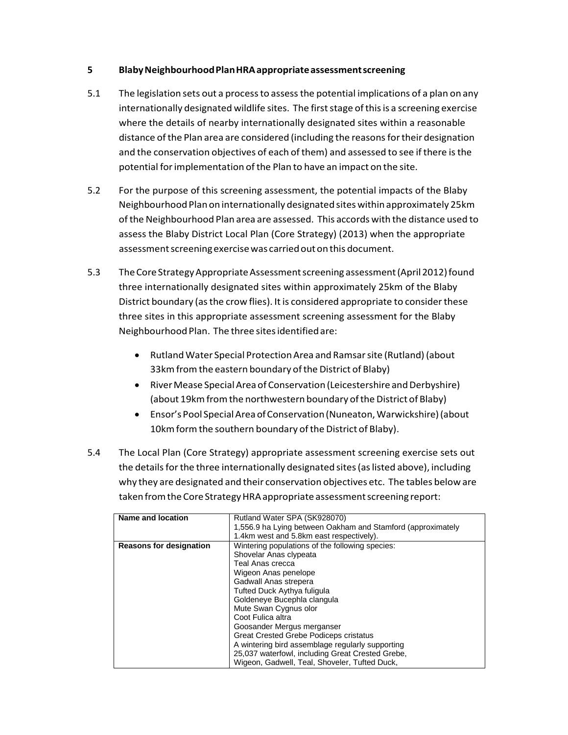## 5 Blaby Neighbourhood Plan HRA appropriate assessment screening

5.1 The legislation sets out a process to assess the potential implications of a plan on any internationally designated wildlife sites. The first stage of this is a screening exercise where the details of nearby internationally designated sites within a reasonable distance of the Plan area are considered (including the reasons for their designation and the conservation objectives of each of them) and assessed to see if there is the potential for implementation of the Plan to have an impact on the site.

5.2 For the purpose of this screening assessment, the potential impacts of the Blaby Neighbourhood Plan on internationally designated sites within approximately 25km of the Neighbourhood Plan area are assessed. This accords with the distance used to assess the Blaby District Local Plan (Core Strategy) (2013) when the appropriate assessment screening exercise was carried out on this document.

5.3 The Core Strategy Appropriate Assessment screening assessment (April 2012) found three internationally designated sites within approximately 25km of the Blaby District boundary (as the crow flies). It is considered appropriate to consider these three sites in this appropriate assessment screening assessment for the Blaby Neighbourhood Plan. The three sites identified are:

- Rutland Water Special Protection Area and Ramsar site (Rutland) (about 33km from the eastern boundary of the District of Blaby)
- River Mease Special Area of Conservation (Leicestershire and Derbyshire) (about 19km from the northwestern boundary of the District of Blaby)
- Ensor's Pool Special Area of Conservation (Nuneaton, Warwickshire) (about 10km form the southern boundary of the District of Blaby).

5.4 The Local Plan (Core Strategy) appropriate assessment screening exercise sets out the details for the three internationally designated sites (as listed above), including why they are designated and their conservation objectives etc. The tables below are taken from the Core Strategy HRA appropriate assessment screening report:

| **Name and location** | Rutland Water SPA (SK928070)<br>1,556.9 ha Lying between Oakham and Stamford (approximately 1.4km west and 5.8km east respectively). |
|---|---|
| **Reasons for designation** | Wintering populations of the following species:<br>Shovelar Anas clypeata<br>Teal Anas crecca<br>Wigeon Anas penelope<br>Gadwall Anas strepera<br>Tufted Duck Aythya fuligula<br>Goldeneye Bucephla clangula<br>Mute Swan Cygnus olor<br>Coot Fulica altra<br>Goosander Mergus merganser<br>Great Crested Grebe Podiceps cristatus<br>A wintering bird assemblage regularly supporting 25,037 waterfowl, including Great Crested Grebe, Wigeon, Gadwell, Teal, Shoveler, Tufted Duck, |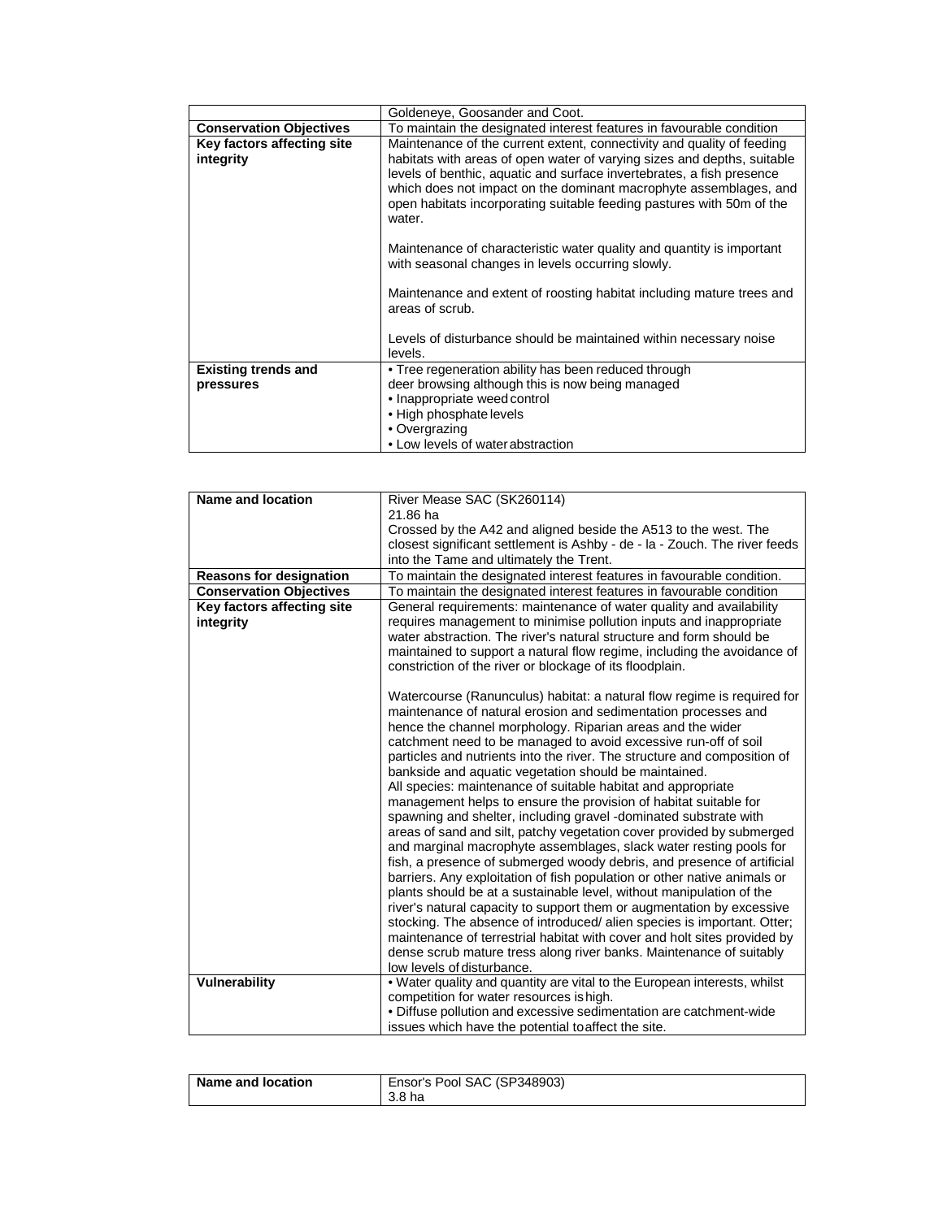|  | Goldeneye, Goosander and Coot. |
| --- | --- |
| **Conservation Objectives** | To maintain the designated interest features in favourable condition |
| **Key factors affecting site integrity** | Maintenance of the current extent, connectivity and quality of feeding habitats with areas of open water of varying sizes and depths, suitable levels of benthic, aquatic and surface invertebrates, a fish presence which does not impact on the dominant macrophyte assemblages, and open habitats incorporating suitable feeding pastures with 50m of the water.<br><br>Maintenance of characteristic water quality and quantity is important with seasonal changes in levels occurring slowly.<br><br>Maintenance and extent of roosting habitat including mature trees and areas of scrub.<br><br>Levels of disturbance should be maintained within necessary noise levels. |
| **Existing trends and pressures** | • Tree regeneration ability has been reduced through deer browsing although this is now being managed<br>• Inappropriate weed control<br>• High phosphate levels<br>• Overgrazing<br>• Low levels of water abstraction |

| **Name and location** | River Mease SAC (SK260114)<br>21.86 ha<br>Crossed by the A42 and aligned beside the A513 to the west. The closest significant settlement is Ashby - de - la - Zouch. The river feeds into the Tame and ultimately the Trent. |
| --- | --- |
| **Reasons for designation** | To maintain the designated interest features in favourable condition. |
| **Conservation Objectives** | To maintain the designated interest features in favourable condition |
| **Key factors affecting site integrity** | General requirements: maintenance of water quality and availability requires management to minimise pollution inputs and inappropriate water abstraction. The river's natural structure and form should be maintained to support a natural flow regime, including the avoidance of constriction of the river or blockage of its floodplain.<br><br>Watercourse (Ranunculus) habitat: a natural flow regime is required for maintenance of natural erosion and sedimentation processes and hence the channel morphology. Riparian areas and the wider catchment need to be managed to avoid excessive run-off of soil particles and nutrients into the river. The structure and composition of bankside and aquatic vegetation should be maintained.<br>All species: maintenance of suitable habitat and appropriate management helps to ensure the provision of habitat suitable for spawning and shelter, including gravel -dominated substrate with areas of sand and silt, patchy vegetation cover provided by submerged and marginal macrophyte assemblages, slack water resting pools for fish, a presence of submerged woody debris, and presence of artificial barriers. Any exploitation of fish population or other native animals or plants should be at a sustainable level, without manipulation of the river's natural capacity to support them or augmentation by excessive stocking. The absence of introduced/ alien species is important. Otter; maintenance of terrestrial habitat with cover and holt sites provided by dense scrub mature tress along river banks. Maintenance of suitably low levels of disturbance. |
| **Vulnerability** | • Water quality and quantity are vital to the European interests, whilst competition for water resources is high.<br>• Diffuse pollution and excessive sedimentation are catchment-wide issues which have the potential to affect the site. |

| **Name and location** | Ensor's Pool SAC (SP348903)<br>3.8 ha |
| --- | --- |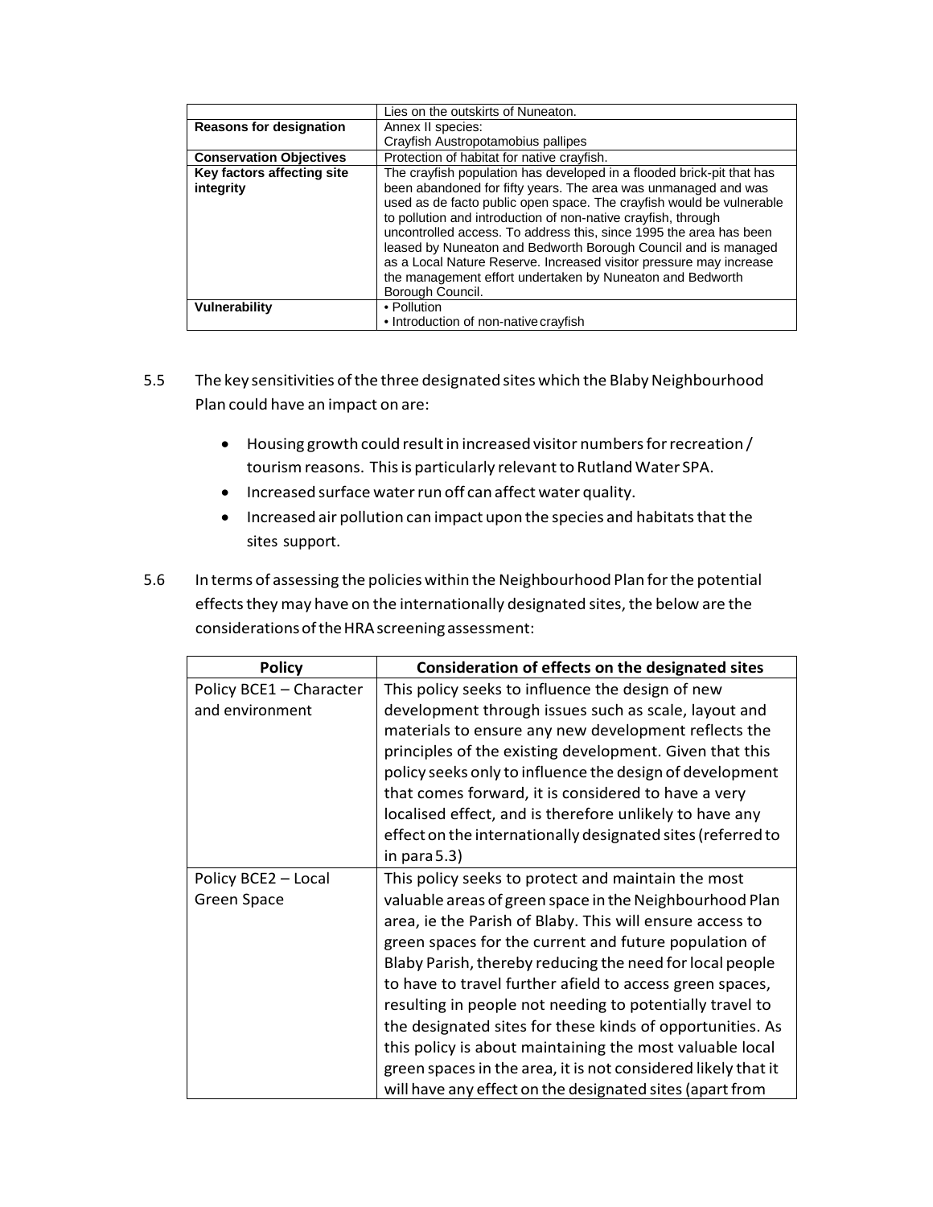| | |
|---|---|
| | Lies on the outskirts of Nuneaton. |
| **Reasons for designation** | Annex II species: Crayfish Austropotamobius pallipes |
| **Conservation Objectives** | Protection of habitat for native crayfish. |
| **Key factors affecting site integrity** | The crayfish population has developed in a flooded brick-pit that has been abandoned for fifty years. The area was unmanaged and was used as de facto public open space. The crayfish would be vulnerable to pollution and introduction of non-native crayfish, through uncontrolled access. To address this, since 1995 the area has been leased by Nuneaton and Bedworth Borough Council and is managed as a Local Nature Reserve. Increased visitor pressure may increase the management effort undertaken by Nuneaton and Bedworth Borough Council. |
| **Vulnerability** | • Pollution<br>• Introduction of non-native crayfish |

5.5 The key sensitivities of the three designated sites which the Blaby Neighbourhood Plan could have an impact on are:

- Housing growth could result in increased visitor numbers for recreation / tourism reasons. This is particularly relevant to Rutland Water SPA.
- Increased surface water run off can affect water quality.
- Increased air pollution can impact upon the species and habitats that the sites support.

5.6 In terms of assessing the policies within the Neighbourhood Plan for the potential effects they may have on the internationally designated sites, the below are the considerations of the HRA screening assessment:

| Policy | Consideration of effects on the designated sites |
|---|---|
| Policy BCE1 – Character and environment | This policy seeks to influence the design of new development through issues such as scale, layout and materials to ensure any new development reflects the principles of the existing development. Given that this policy seeks only to influence the design of development that comes forward, it is considered to have a very localised effect, and is therefore unlikely to have any effect on the internationally designated sites (referred to in para 5.3) |
| Policy BCE2 – Local Green Space | This policy seeks to protect and maintain the most valuable areas of green space in the Neighbourhood Plan area, ie the Parish of Blaby. This will ensure access to green spaces for the current and future population of Blaby Parish, thereby reducing the need for local people to have to travel further afield to access green spaces, resulting in people not needing to potentially travel to the designated sites for these kinds of opportunities. As this policy is about maintaining the most valuable local green spaces in the area, it is not considered likely that it will have any effect on the designated sites (apart from |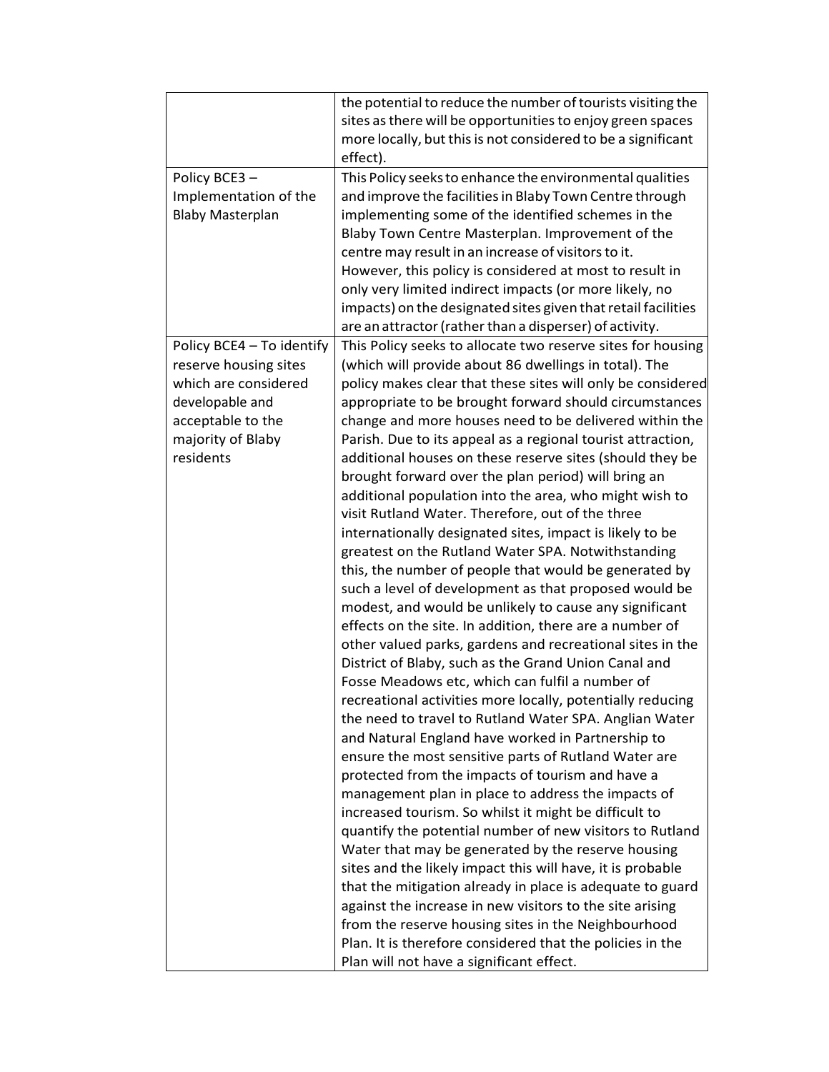| | |
|---|---|
| | the potential to reduce the number of tourists visiting the sites as there will be opportunities to enjoy green spaces more locally, but this is not considered to be a significant effect). |
| Policy BCE3 – Implementation of the Blaby Masterplan | This Policy seeks to enhance the environmental qualities and improve the facilities in Blaby Town Centre through implementing some of the identified schemes in the Blaby Town Centre Masterplan. Improvement of the centre may result in an increase of visitors to it. However, this policy is considered at most to result in only very limited indirect impacts (or more likely, no impacts) on the designated sites given that retail facilities are an attractor (rather than a disperser) of activity. |
| Policy BCE4 – To identify reserve housing sites which are considered developable and acceptable to the majority of Blaby residents | This Policy seeks to allocate two reserve sites for housing (which will provide about 86 dwellings in total). The policy makes clear that these sites will only be considered appropriate to be brought forward should circumstances change and more houses need to be delivered within the Parish. Due to its appeal as a regional tourist attraction, additional houses on these reserve sites (should they be brought forward over the plan period) will bring an additional population into the area, who might wish to visit Rutland Water. Therefore, out of the three internationally designated sites, impact is likely to be greatest on the Rutland Water SPA. Notwithstanding this, the number of people that would be generated by such a level of development as that proposed would be modest, and would be unlikely to cause any significant effects on the site. In addition, there are a number of other valued parks, gardens and recreational sites in the District of Blaby, such as the Grand Union Canal and Fosse Meadows etc, which can fulfil a number of recreational activities more locally, potentially reducing the need to travel to Rutland Water SPA. Anglian Water and Natural England have worked in Partnership to ensure the most sensitive parts of Rutland Water are protected from the impacts of tourism and have a management plan in place to address the impacts of increased tourism. So whilst it might be difficult to quantify the potential number of new visitors to Rutland Water that may be generated by the reserve housing sites and the likely impact this will have, it is probable that the mitigation already in place is adequate to guard against the increase in new visitors to the site arising from the reserve housing sites in the Neighbourhood Plan. It is therefore considered that the policies in the Plan will not have a significant effect. |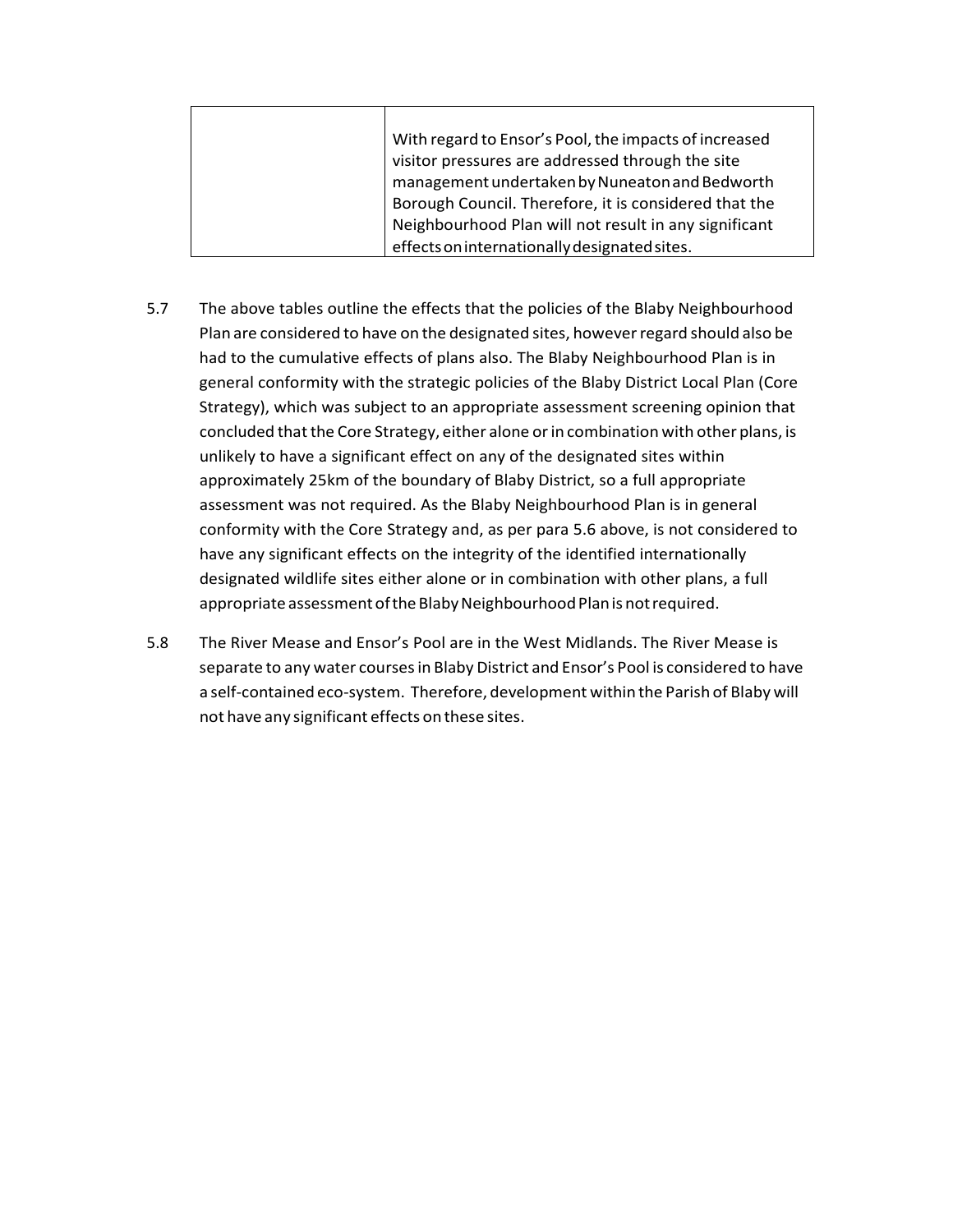| | |
|---|---|
| | With regard to Ensor's Pool, the impacts of increased visitor pressures are addressed through the site management undertaken by Nuneaton and Bedworth Borough Council. Therefore, it is considered that the Neighbourhood Plan will not result in any significant effects on internationally designated sites. |

5.7 The above tables outline the effects that the policies of the Blaby Neighbourhood Plan are considered to have on the designated sites, however regard should also be had to the cumulative effects of plans also. The Blaby Neighbourhood Plan is in general conformity with the strategic policies of the Blaby District Local Plan (Core Strategy), which was subject to an appropriate assessment screening opinion that concluded that the Core Strategy, either alone or in combination with other plans, is unlikely to have a significant effect on any of the designated sites within approximately 25km of the boundary of Blaby District, so a full appropriate assessment was not required. As the Blaby Neighbourhood Plan is in general conformity with the Core Strategy and, as per para 5.6 above, is not considered to have any significant effects on the integrity of the identified internationally designated wildlife sites either alone or in combination with other plans, a full appropriate assessment of the Blaby Neighbourhood Plan is not required.

5.8 The River Mease and Ensor's Pool are in the West Midlands. The River Mease is separate to any water courses in Blaby District and Ensor's Pool is considered to have a self-contained eco-system. Therefore, development within the Parish of Blaby will not have any significant effects on these sites.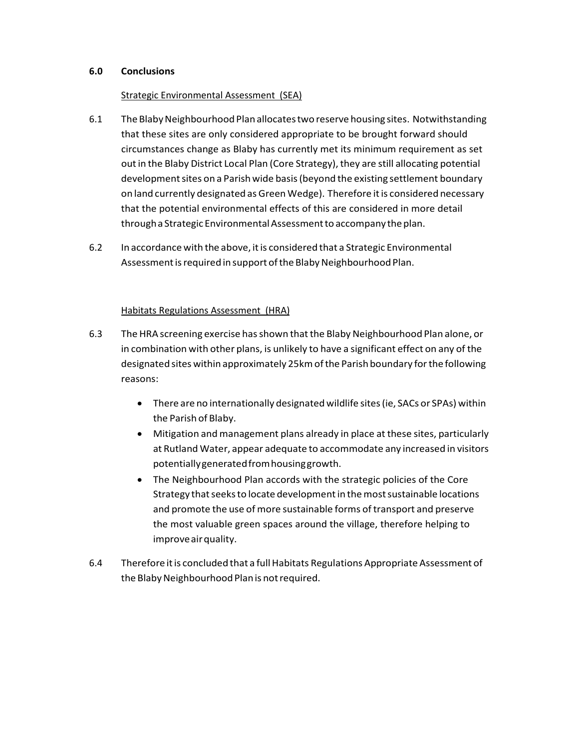## 6.0 Conclusions

Strategic Environmental Assessment (SEA)

6.1 The Blaby Neighbourhood Plan allocates two reserve housing sites. Notwithstanding that these sites are only considered appropriate to be brought forward should circumstances change as Blaby has currently met its minimum requirement as set out in the Blaby District Local Plan (Core Strategy), they are still allocating potential development sites on a Parish wide basis (beyond the existing settlement boundary on land currently designated as Green Wedge). Therefore it is considered necessary that the potential environmental effects of this are considered in more detail through a Strategic Environmental Assessment to accompany the plan.

6.2 In accordance with the above, it is considered that a Strategic Environmental Assessment is required in support of the Blaby Neighbourhood Plan.

Habitats Regulations Assessment (HRA)

6.3 The HRA screening exercise has shown that the Blaby Neighbourhood Plan alone, or in combination with other plans, is unlikely to have a significant effect on any of the designated sites within approximately 25km of the Parish boundary for the following reasons:

- There are no internationally designated wildlife sites (ie, SACs or SPAs) within the Parish of Blaby.
- Mitigation and management plans already in place at these sites, particularly at Rutland Water, appear adequate to accommodate any increased in visitors potentially generated from housing growth.
- The Neighbourhood Plan accords with the strategic policies of the Core Strategy that seeks to locate development in the most sustainable locations and promote the use of more sustainable forms of transport and preserve the most valuable green spaces around the village, therefore helping to improve air quality.

6.4 Therefore it is concluded that a full Habitats Regulations Appropriate Assessment of the Blaby Neighbourhood Plan is not required.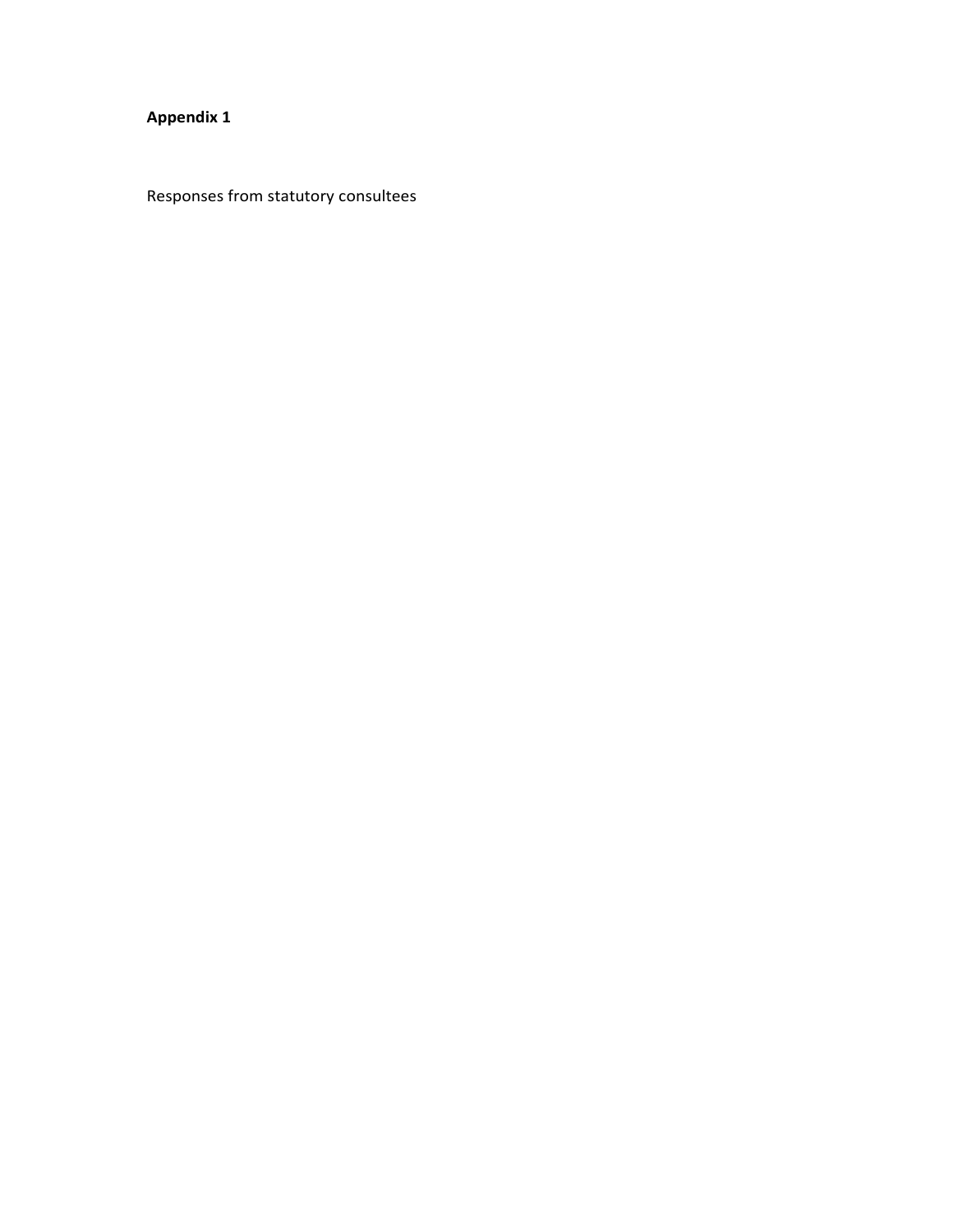**Appendix 1**

Responses from statutory consultees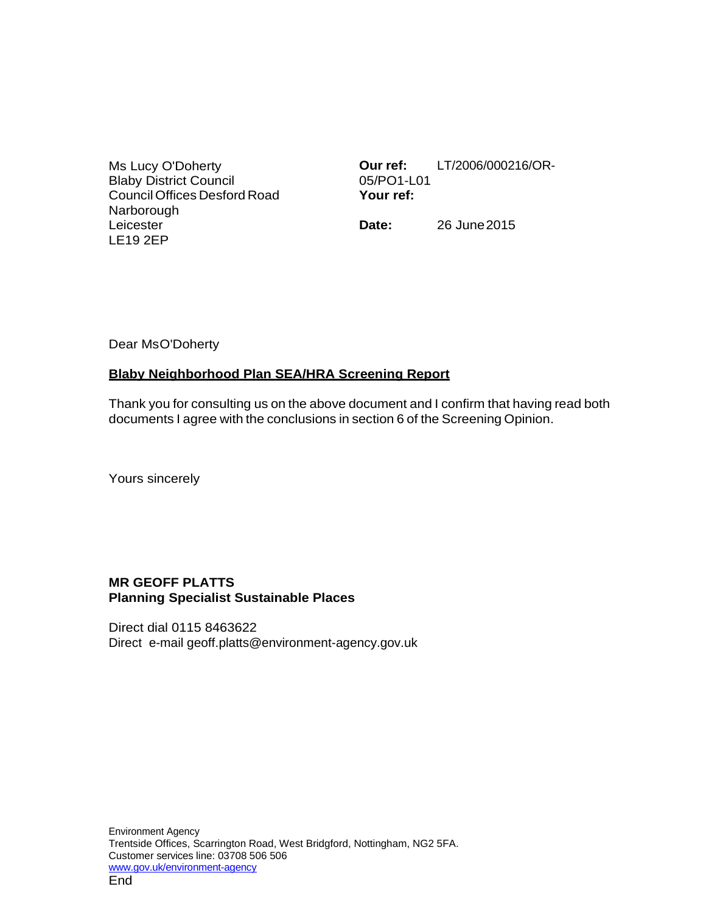Ms Lucy O'Doherty
Blaby District Council
Council Offices Desford Road
Narborough
Leicester
LE19 2EP

**Our ref:** LT/2006/000216/OR-05/PO1-L01
**Your ref:**

**Date:** 26 June 2015

Dear Ms O'Doherty

**Blaby Neighborhood Plan SEA/HRA Screening Report**

Thank you for consulting us on the above document and I confirm that having read both documents I agree with the conclusions in section 6 of the Screening Opinion.

Yours sincerely

**MR GEOFF PLATTS**
**Planning Specialist Sustainable Places**

Direct dial 0115 8463622
Direct e-mail geoff.platts@environment-agency.gov.uk

Environment Agency
Trentside Offices, Scarrington Road, West Bridgford, Nottingham, NG2 5FA.
Customer services line: 03708 506 506
www.gov.uk/environment-agency
End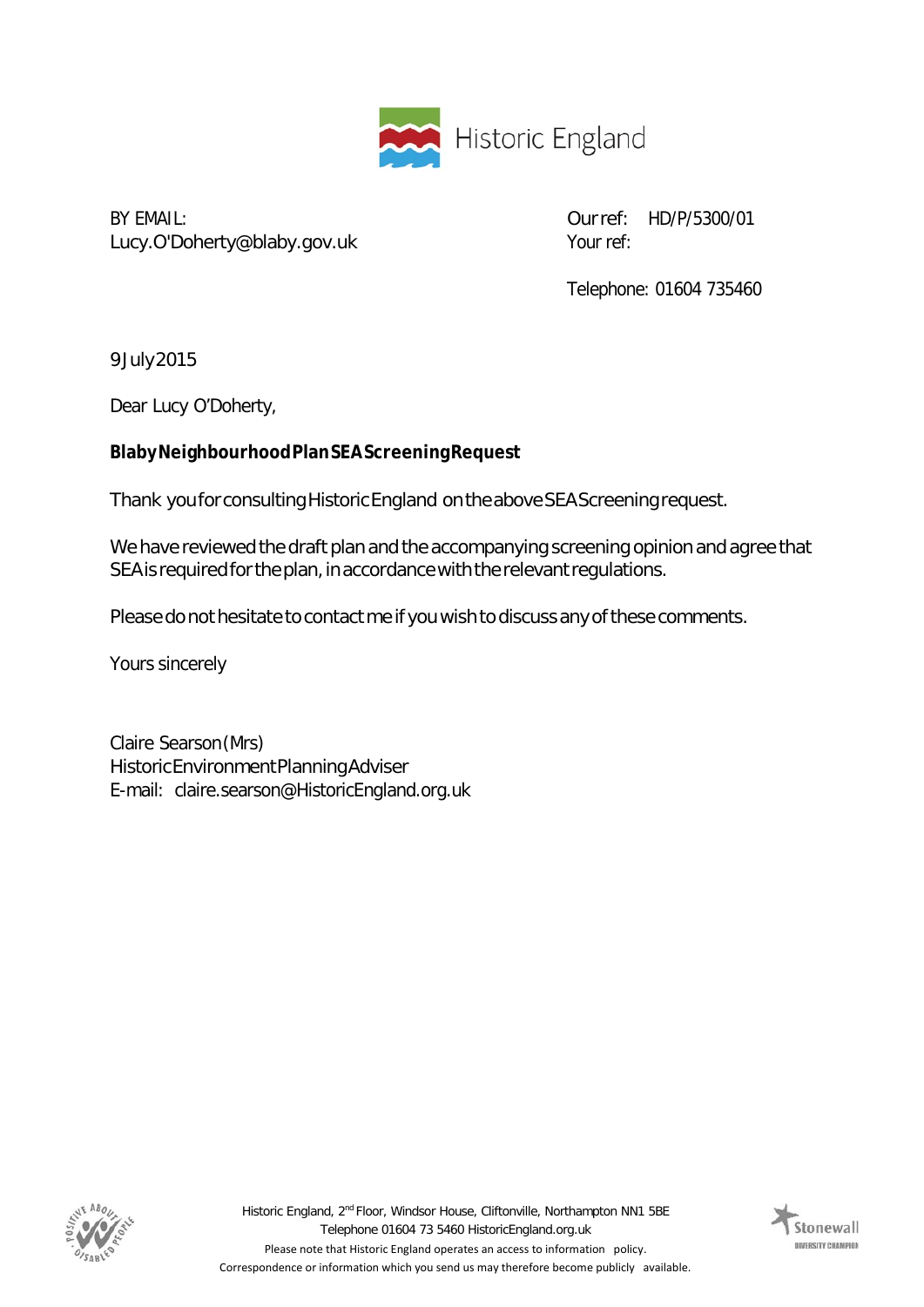Historic England

BY EMAIL:
Lucy.O'Doherty@blaby.gov.uk

Our ref: HD/P/5300/01
Your ref:

Telephone: 01604 735460

9 July 2015

Dear Lucy O'Doherty,

**Blaby Neighbourhood Plan SEA Screening Request**

Thank you for consulting Historic England on the above SEA Screening request.

We have reviewed the draft plan and the accompanying screening opinion and agree that SEA is required for the plan, in accordance with the relevant regulations.

Please do not hesitate to contact me if you wish to discuss any of these comments.

Yours sincerely

Claire Searson (Mrs)
Historic Environment Planning Adviser
E-mail: claire.searson@HistoricEngland.org.uk

Historic England, 2nd Floor, Windsor House, Cliftonville, Northampton NN1 5BE
Telephone 01604 73 5460 HistoricEngland.org.uk
Please note that Historic England operates an access to information policy.
Correspondence or information which you send us may therefore become publicly available.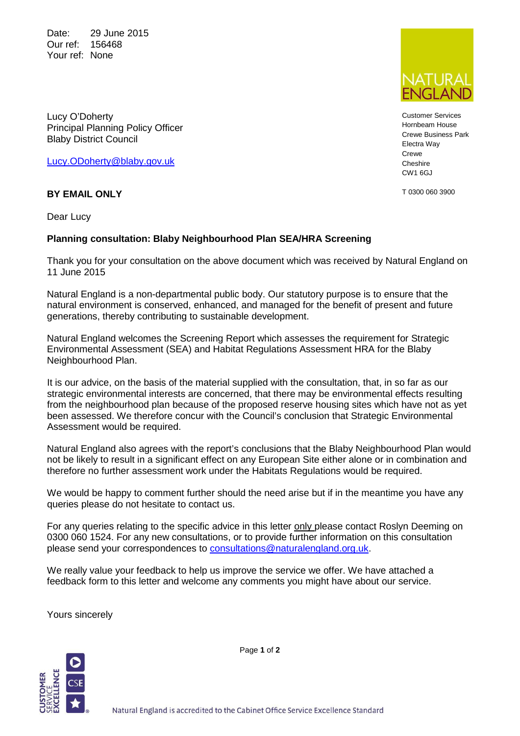Date: 29 June 2015
Our ref: 156468
Your ref: None

NATURAL ENGLAND

Customer Services
Hornbeam House
Crewe Business Park
Electra Way
Crewe
Cheshire
CW1 6GJ

T 0300 060 3900

Lucy O'Doherty
Principal Planning Policy Officer
Blaby District Council

Lucy.ODoherty@blaby.gov.uk

**BY EMAIL ONLY**

Dear Lucy

**Planning consultation: Blaby Neighbourhood Plan SEA/HRA Screening**

Thank you for your consultation on the above document which was received by Natural England on 11 June 2015

Natural England is a non-departmental public body. Our statutory purpose is to ensure that the natural environment is conserved, enhanced, and managed for the benefit of present and future generations, thereby contributing to sustainable development.

Natural England welcomes the Screening Report which assesses the requirement for Strategic Environmental Assessment (SEA) and Habitat Regulations Assessment HRA for the Blaby Neighbourhood Plan.

It is our advice, on the basis of the material supplied with the consultation, that, in so far as our strategic environmental interests are concerned, that there may be environmental effects resulting from the neighbourhood plan because of the proposed reserve housing sites which have not as yet been assessed. We therefore concur with the Council's conclusion that Strategic Environmental Assessment would be required.

Natural England also agrees with the report's conclusions that the Blaby Neighbourhood Plan would not be likely to result in a significant effect on any European Site either alone or in combination and therefore no further assessment work under the Habitats Regulations would be required.

We would be happy to comment further should the need arise but if in the meantime you have any queries please do not hesitate to contact us.

For any queries relating to the specific advice in this letter only please contact Roslyn Deeming on 0300 060 1524. For any new consultations, or to provide further information on this consultation please send your correspondences to consultations@naturalengland.org.uk.

We really value your feedback to help us improve the service we offer. We have attached a feedback form to this letter and welcome any comments you might have about our service.

Yours sincerely

Natural England is accredited to the Cabinet Office Service Excellence Standard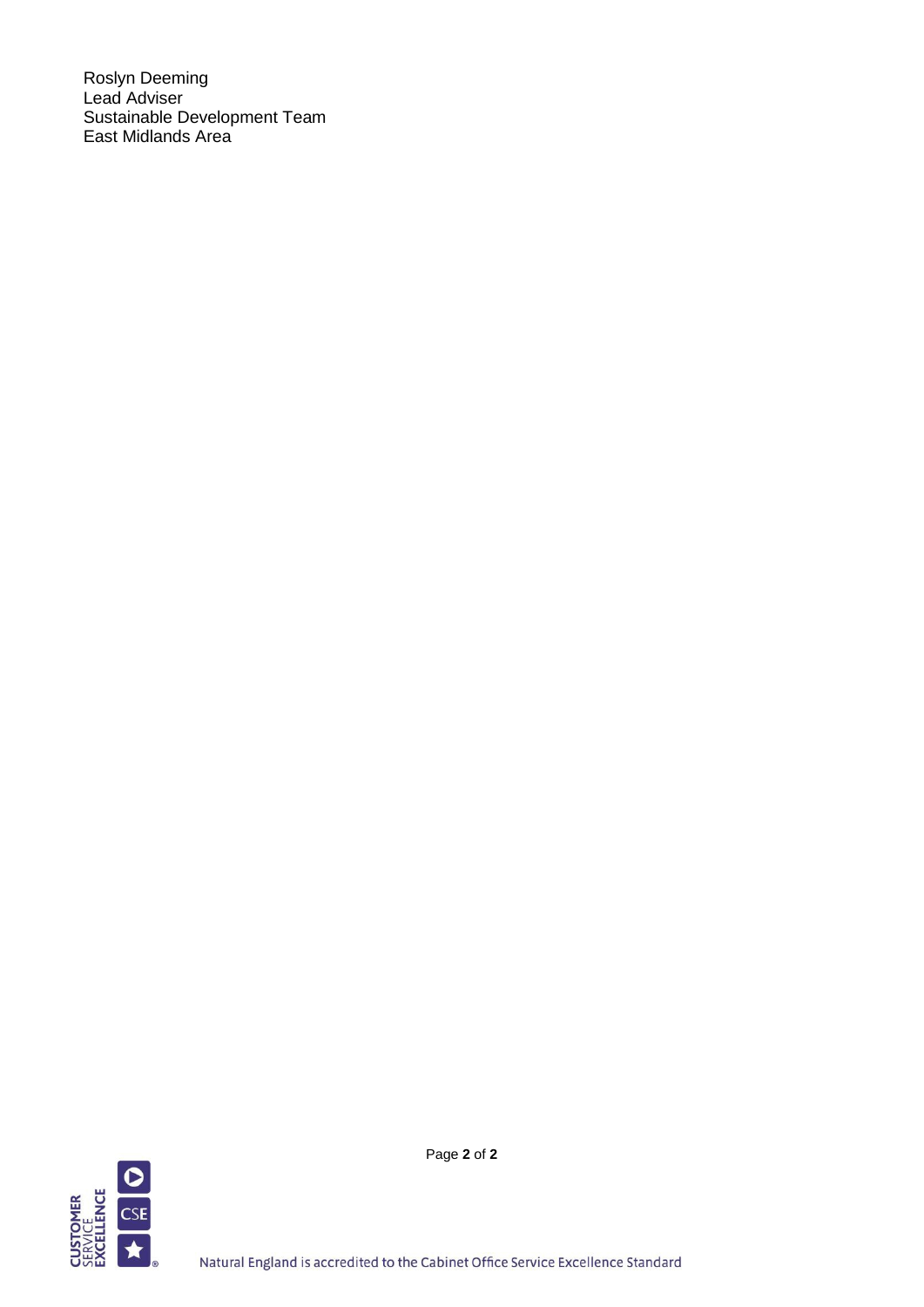Roslyn Deeming
Lead Adviser
Sustainable Development Team
East Midlands Area

Natural England is accredited to the Cabinet Office Service Excellence Standard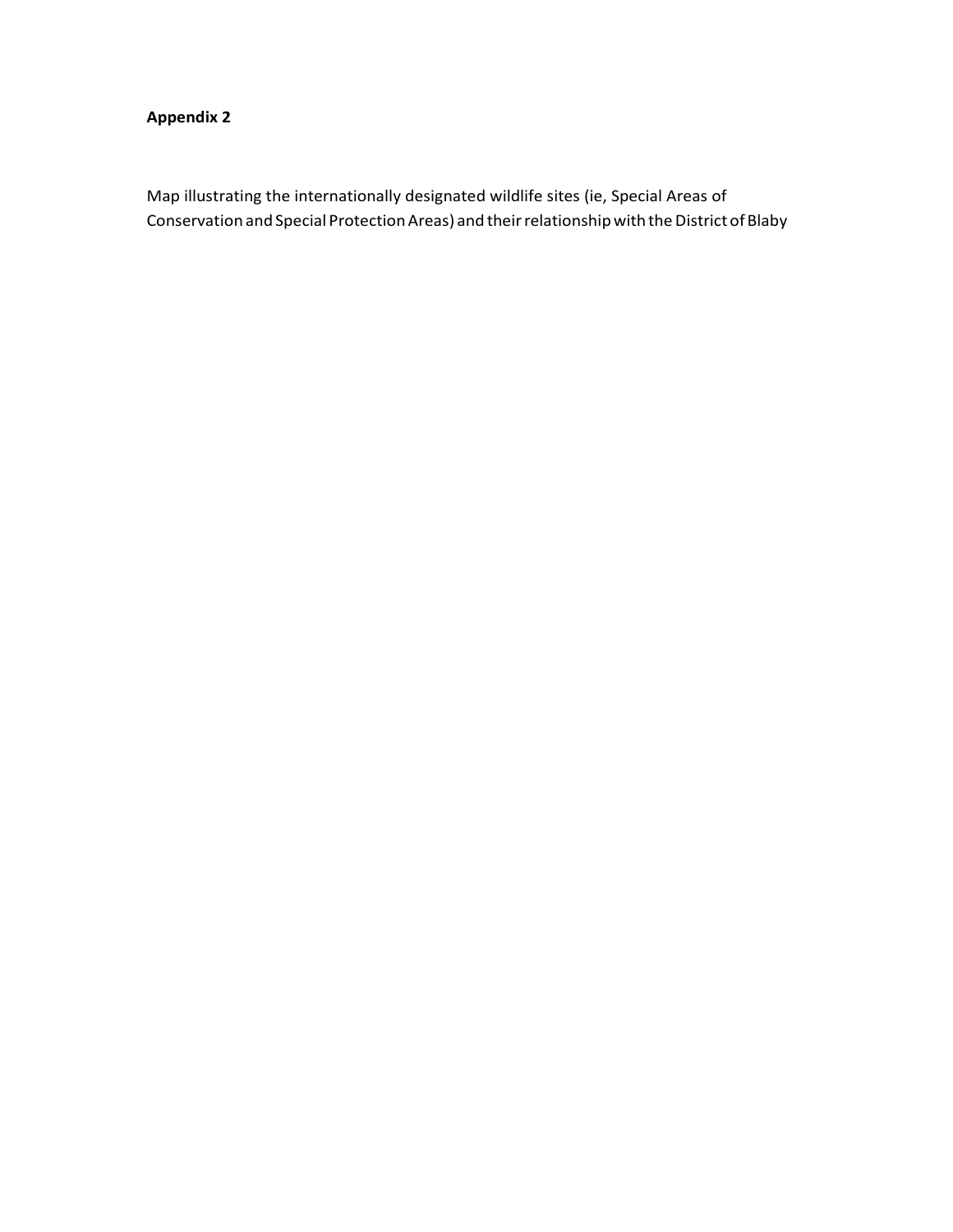**Appendix 2**

Map illustrating the internationally designated wildlife sites (ie, Special Areas of Conservation and Special Protection Areas) and their relationship with the District of Blaby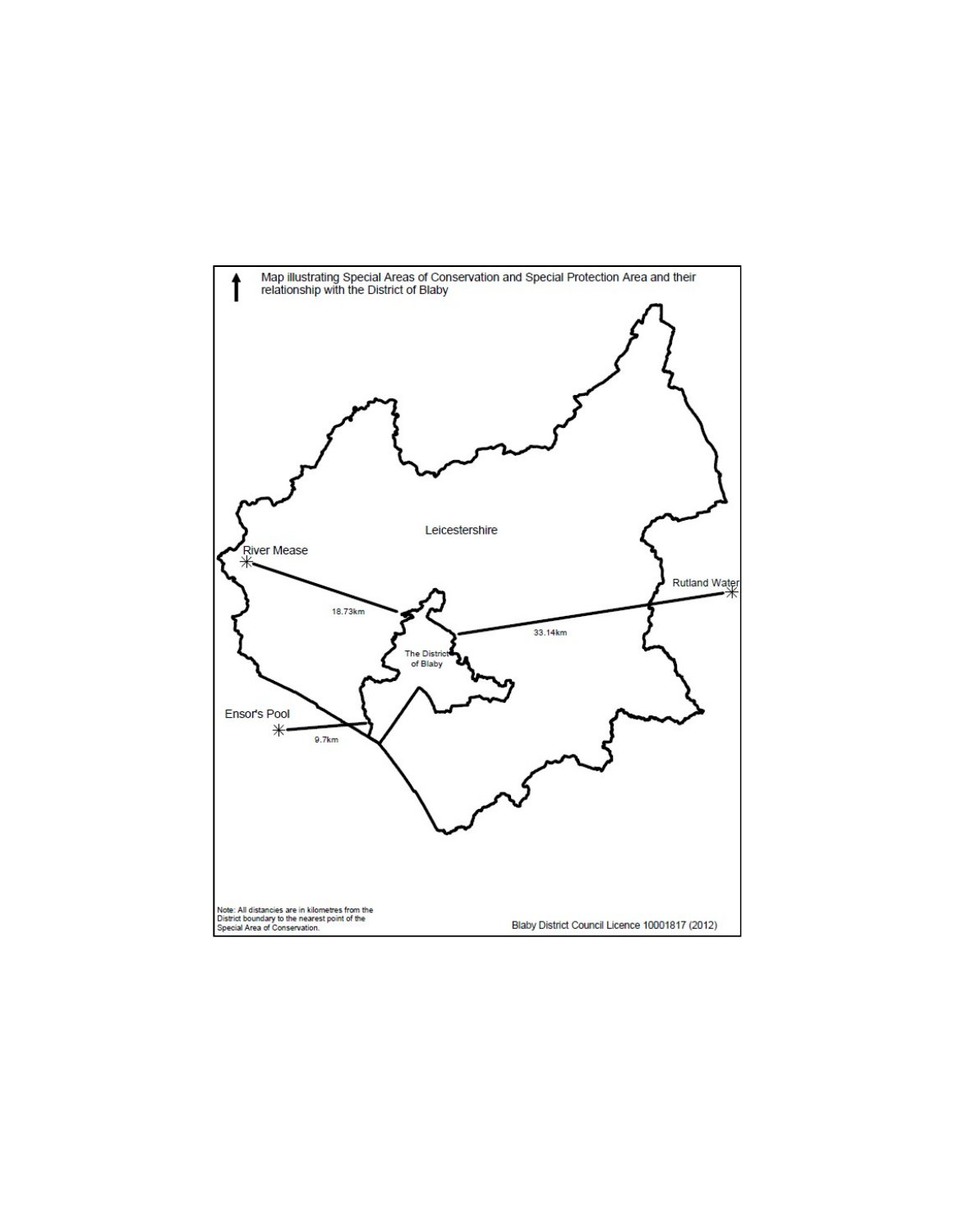Map illustrating Special Areas of Conservation and Special Protection Area and their relationship with the District of Blaby

Leicestershire

River Mease

18.73km

Rutland Water

33.14km

The District of Blaby

Ensor's Pool

9.7km

Note: All distancies are in kilometres from the District boundary to the nearest point of the Special Area of Conservation.

Blaby District Council Licence 10001817 (2012)